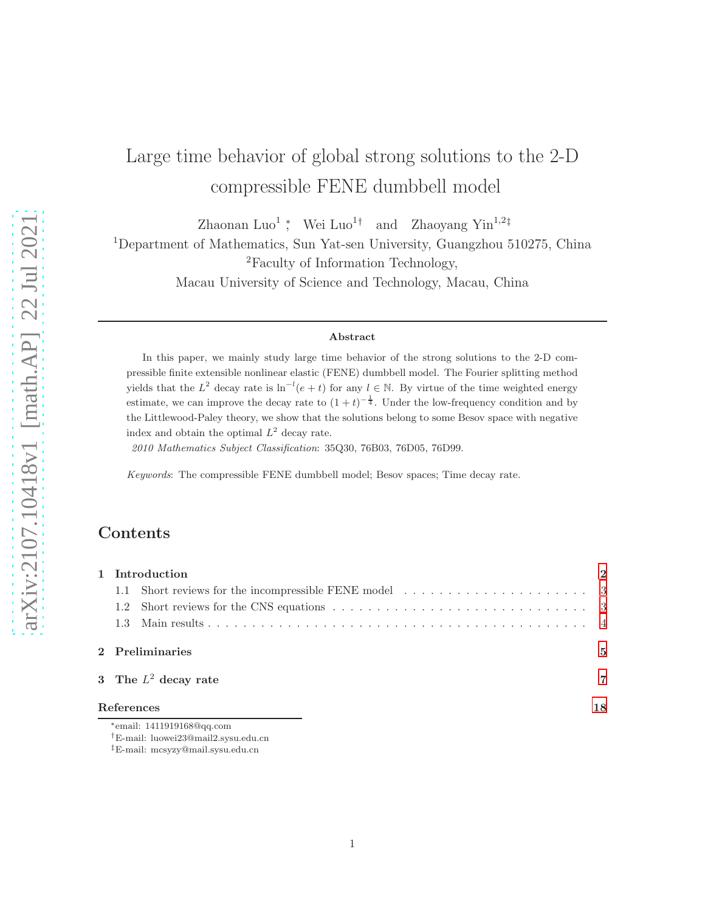# Large time behavior of global strong solutions to the 2-D compressible FENE dumbbell model

Zhaonan Luo[1] *, Wei Luo[1†] and Zhaoyang Yin[1,2‡]

[1]Department of Mathematics, Sun Yat-sen University, Guangzhou 510275, China

[2]Faculty of Information Technology,

Macau University of Science and Technology, Macau, China

---

**Abstract**

In this paper, we mainly study large time behavior of the strong solutions to the 2-D compressible finite extensible nonlinear elastic (FENE) dumbbell model. The Fourier splitting method yields that the $L^2$ decay rate is $\ln^{-l}(e+t)$ for any $l \in \mathbb{N}$. By virtue of the time weighted energy estimate, we can improve the decay rate to $(1+t)^{-\frac{1}{4}}$. Under the low-frequency condition and by the Littlewood-Paley theory, we show that the solutions belong to some Besov space with negative index and obtain the optimal $L^2$ decay rate.

*2010 Mathematics Subject Classification*: 35Q30, 76B03, 76D05, 76D99.

*Keywords*: The compressible FENE dumbbell model; Besov spaces; Time decay rate.

## Contents

**1 Introduction** 2
- 1.1 Short reviews for the incompressible FENE model 3
- 1.2 Short reviews for the CNS equations 3
- 1.3 Main results 4

**2 Preliminaries** 5

**3 The $L^2$ decay rate** 7

**References** 18

---

*email: 1411919168@qq.com

†E-mail: luowei23@mail2.sysu.edu.cn

‡E-mail: mcsyzy@mail.sysu.edu.cn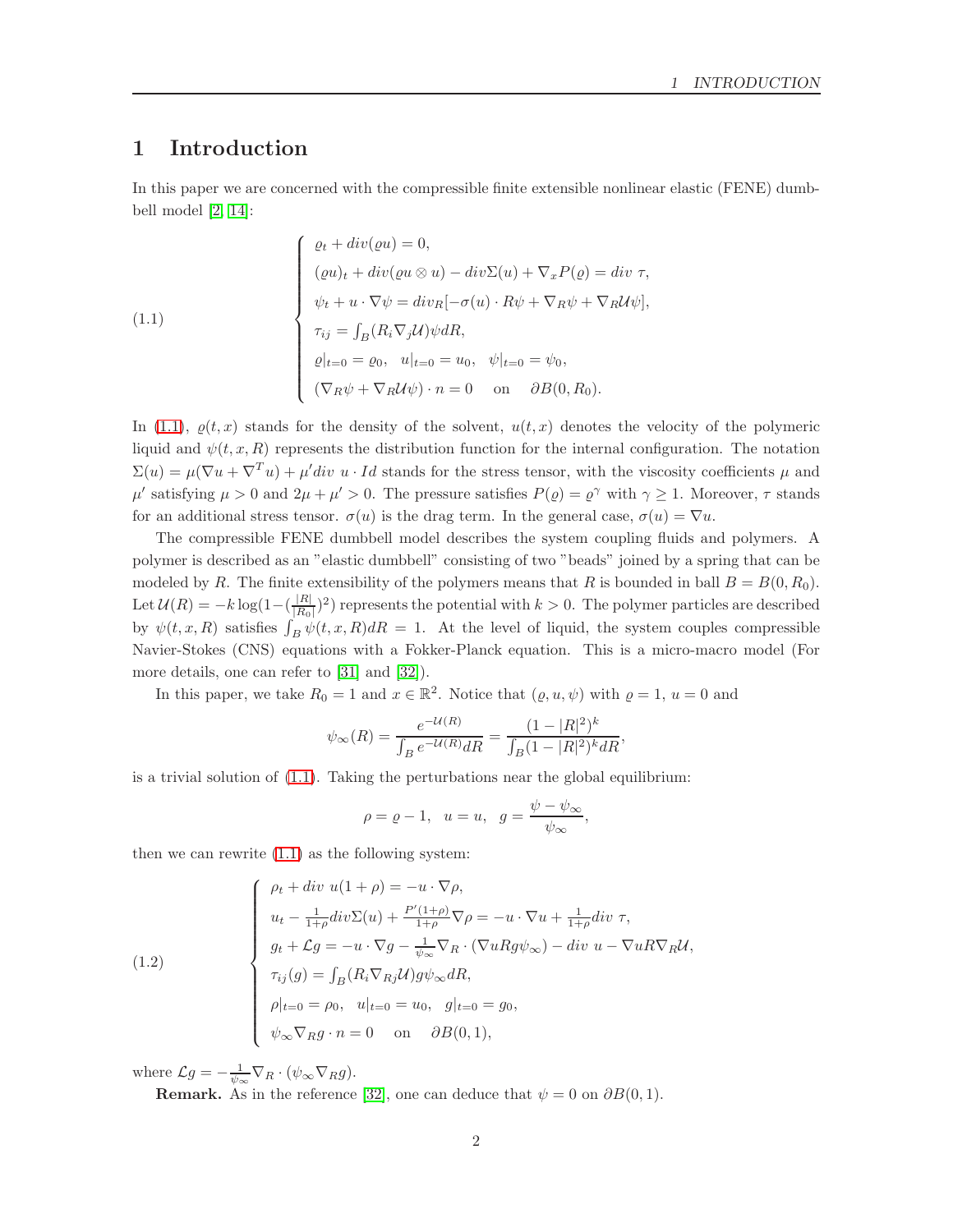# 1 Introduction

In this paper we are concerned with the compressible finite extensible nonlinear elastic (FENE) dumbbell model [2, 14]:

$$
(1.1)\quad \begin{cases}
\varrho_t + div(\varrho u) = 0, \\
(\varrho u)_t + div(\varrho u \otimes u) - div\Sigma(u) + \nabla_x P(\varrho) = div\ \tau, \\
\psi_t + u \cdot \nabla \psi = div_R[-\sigma(u) \cdot R\psi + \nabla_R \psi + \nabla_R \mathcal{U} \psi], \\
\tau_{ij} = \int_B (R_i \nabla_j \mathcal{U}) \psi dR, \\
\varrho|_{t=0} = \varrho_0, \quad u|_{t=0} = u_0, \quad \psi|_{t=0} = \psi_0, \\
(\nabla_R \psi + \nabla_R \mathcal{U} \psi) \cdot n = 0 \quad \text{ on } \quad \partial B(0, R_0).
\end{cases}
$$

In (1.1), $\varrho(t,x)$ stands for the density of the solvent, $u(t,x)$ denotes the velocity of the polymeric liquid and $\psi(t,x,R)$ represents the distribution function for the internal configuration. The notation $\Sigma(u) = \mu(\nabla u + \nabla^T u) + \mu' div\ u \cdot Id$ stands for the stress tensor, with the viscosity coefficients $\mu$ and $\mu'$ satisfying $\mu > 0$ and $2\mu + \mu' > 0$. The pressure satisfies $P(\varrho) = \varrho^\gamma$ with $\gamma \geq 1$. Moreover, $\tau$ stands for an additional stress tensor. $\sigma(u)$ is the drag term. In the general case, $\sigma(u) = \nabla u$.

The compressible FENE dumbbell model describes the system coupling fluids and polymers. A polymer is described as an "elastic dumbbell" consisting of two "beads" joined by a spring that can be modeled by $R$. The finite extensibility of the polymers means that $R$ is bounded in ball $B = B(0, R_0)$. Let $\mathcal{U}(R) = -k \log(1 - (\frac{|R|}{|R_0|})^2)$ represents the potential with $k > 0$. The polymer particles are described by $\psi(t,x,R)$ satisfies $\int_B \psi(t,x,R) dR = 1$. At the level of liquid, the system couples compressible Navier-Stokes (CNS) equations with a Fokker-Planck equation. This is a micro-macro model (For more details, one can refer to [31] and [32]).

In this paper, we take $R_0 = 1$ and $x \in \mathbb{R}^2$. Notice that $(\varrho, u, \psi)$ with $\varrho = 1$, $u = 0$ and

$$
\psi_\infty(R) = \frac{e^{-\mathcal{U}(R)}}{\int_B e^{-\mathcal{U}(R)} dR} = \frac{(1 - |R|^2)^k}{\int_B (1 - |R|^2)^k dR},
$$

is a trivial solution of (1.1). Taking the perturbations near the global equilibrium:

$$
\rho = \varrho - 1, \quad u = u, \quad g = \frac{\psi - \psi_\infty}{\psi_\infty},
$$

then we can rewrite (1.1) as the following system:

$$
(1.2)\quad \begin{cases}
\rho_t + div\ u(1 + \rho) = -u \cdot \nabla \rho, \\
u_t - \frac{1}{1+\rho} div \Sigma(u) + \frac{P'(1+\rho)}{1+\rho} \nabla \rho = -u \cdot \nabla u + \frac{1}{1+\rho} div\ \tau, \\
g_t + \mathcal{L} g = -u \cdot \nabla g - \frac{1}{\psi_\infty} \nabla_R \cdot (\nabla u R g \psi_\infty) - div\ u - \nabla u R \nabla_R \mathcal{U}, \\
\tau_{ij}(g) = \int_B (R_i \nabla_{Rj} \mathcal{U}) g \psi_\infty dR, \\
\rho|_{t=0} = \rho_0, \quad u|_{t=0} = u_0, \quad g|_{t=0} = g_0, \\
\psi_\infty \nabla_R g \cdot n = 0 \quad \text{ on } \quad \partial B(0, 1),
\end{cases}
$$

where $\mathcal{L} g = -\frac{1}{\psi_\infty} \nabla_R \cdot (\psi_\infty \nabla_R g)$.

**Remark.** As in the reference [32], one can deduce that $\psi = 0$ on $\partial B(0, 1)$.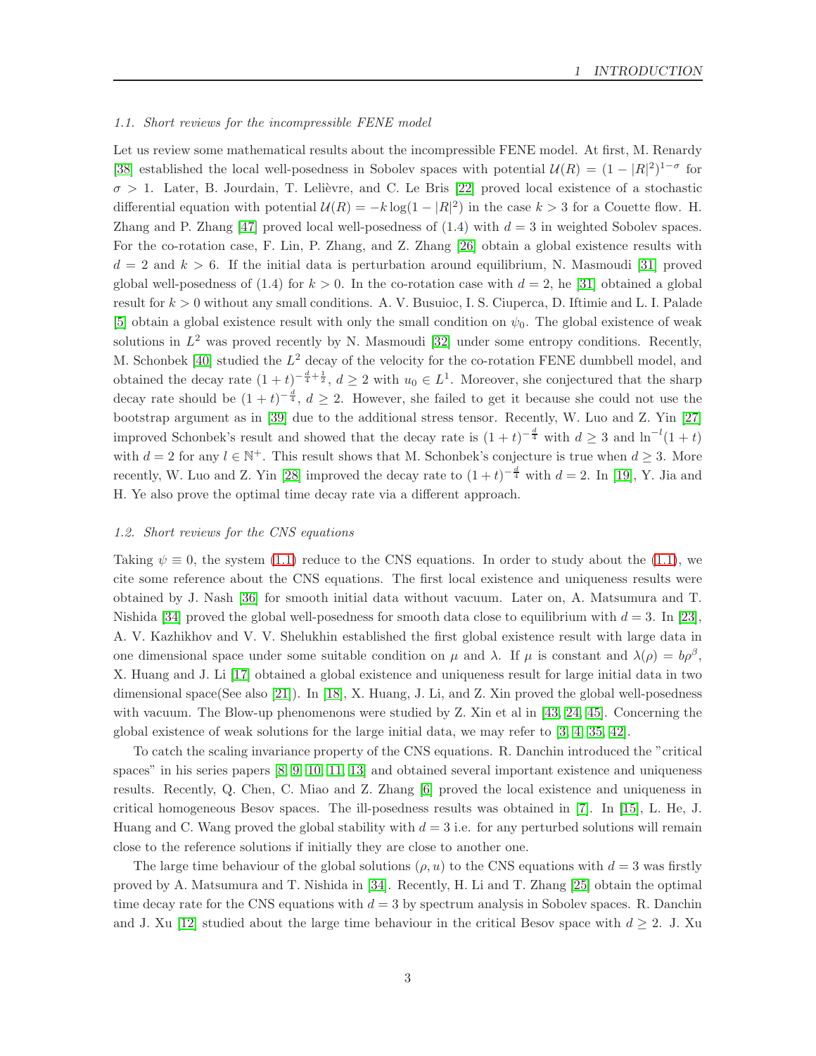### 1.1. Short reviews for the incompressible FENE model

Let us review some mathematical results about the incompressible FENE model. At first, M. Renardy [38] established the local well-posedness in Sobolev spaces with potential $\mathcal{U}(R) = (1 - |R|^2)^{1-\sigma}$ for $\sigma > 1$. Later, B. Jourdain, T. Lelièvre, and C. Le Bris [22] proved local existence of a stochastic differential equation with potential $\mathcal{U}(R) = -k \log(1 - |R|^2)$ in the case $k > 3$ for a Couette flow. H. Zhang and P. Zhang [47] proved local well-posedness of (1.4) with $d = 3$ in weighted Sobolev spaces. For the co-rotation case, F. Lin, P. Zhang, and Z. Zhang [26] obtain a global existence results with $d = 2$ and $k > 6$. If the initial data is perturbation around equilibrium, N. Masmoudi [31] proved global well-posedness of (1.4) for $k > 0$. In the co-rotation case with $d = 2$, he [31] obtained a global result for $k > 0$ without any small conditions. A. V. Busuioc, I. S. Ciuperca, D. Iftimie and L. I. Palade [5] obtain a global existence result with only the small condition on $\psi_0$. The global existence of weak solutions in $L^2$ was proved recently by N. Masmoudi [32] under some entropy conditions. Recently, M. Schonbek [40] studied the $L^2$ decay of the velocity for the co-rotation FENE dumbbell model, and obtained the decay rate $(1+t)^{-\frac{d}{4}+\frac{1}{2}}$, $d \geq 2$ with $u_0 \in L^1$. Moreover, she conjectured that the sharp decay rate should be $(1+t)^{-\frac{d}{4}}$, $d \geq 2$. However, she failed to get it because she could not use the bootstrap argument as in [39] due to the additional stress tensor. Recently, W. Luo and Z. Yin [27] improved Schonbek's result and showed that the decay rate is $(1+t)^{-\frac{d}{4}}$ with $d \geq 3$ and $\ln^{-l}(1+t)$ with $d = 2$ for any $l \in \mathbb{N}^+$. This result shows that M. Schonbek's conjecture is true when $d \geq 3$. More recently, W. Luo and Z. Yin [28] improved the decay rate to $(1+t)^{-\frac{d}{4}}$ with $d = 2$. In [19], Y. Jia and H. Ye also prove the optimal time decay rate via a different approach.

### 1.2. Short reviews for the CNS equations

Taking $\psi \equiv 0$, the system (1.1) reduce to the CNS equations. In order to study about the (1.1), we cite some reference about the CNS equations. The first local existence and uniqueness results were obtained by J. Nash [36] for smooth initial data without vacuum. Later on, A. Matsumura and T. Nishida [34] proved the global well-posedness for smooth data close to equilibrium with $d = 3$. In [23], A. V. Kazhikhov and V. V. Shelukhin established the first global existence result with large data in one dimensional space under some suitable condition on $\mu$ and $\lambda$. If $\mu$ is constant and $\lambda(\rho) = b\rho^\beta$, X. Huang and J. Li [17] obtained a global existence and uniqueness result for large initial data in two dimensional space(See also [21]). In [18], X. Huang, J. Li, and Z. Xin proved the global well-posedness with vacuum. The Blow-up phenomenons were studied by Z. Xin et al in [43, 24, 45]. Concerning the global existence of weak solutions for the large initial data, we may refer to [3, 4, 35, 42].

To catch the scaling invariance property of the CNS equations. R. Danchin introduced the "critical spaces" in his series papers [8, 9, 10, 11, 13] and obtained several important existence and uniqueness results. Recently, Q. Chen, C. Miao and Z. Zhang [6] proved the local existence and uniqueness in critical homogeneous Besov spaces. The ill-posedness results was obtained in [7]. In [15], L. He, J. Huang and C. Wang proved the global stability with $d = 3$ i.e. for any perturbed solutions will remain close to the reference solutions if initially they are close to another one.

The large time behaviour of the global solutions $(\rho, u)$ to the CNS equations with $d = 3$ was firstly proved by A. Matsumura and T. Nishida in [34]. Recently, H. Li and T. Zhang [25] obtain the optimal time decay rate for the CNS equations with $d = 3$ by spectrum analysis in Sobolev spaces. R. Danchin and J. Xu [12] studied about the large time behaviour in the critical Besov space with $d \geq 2$. J. Xu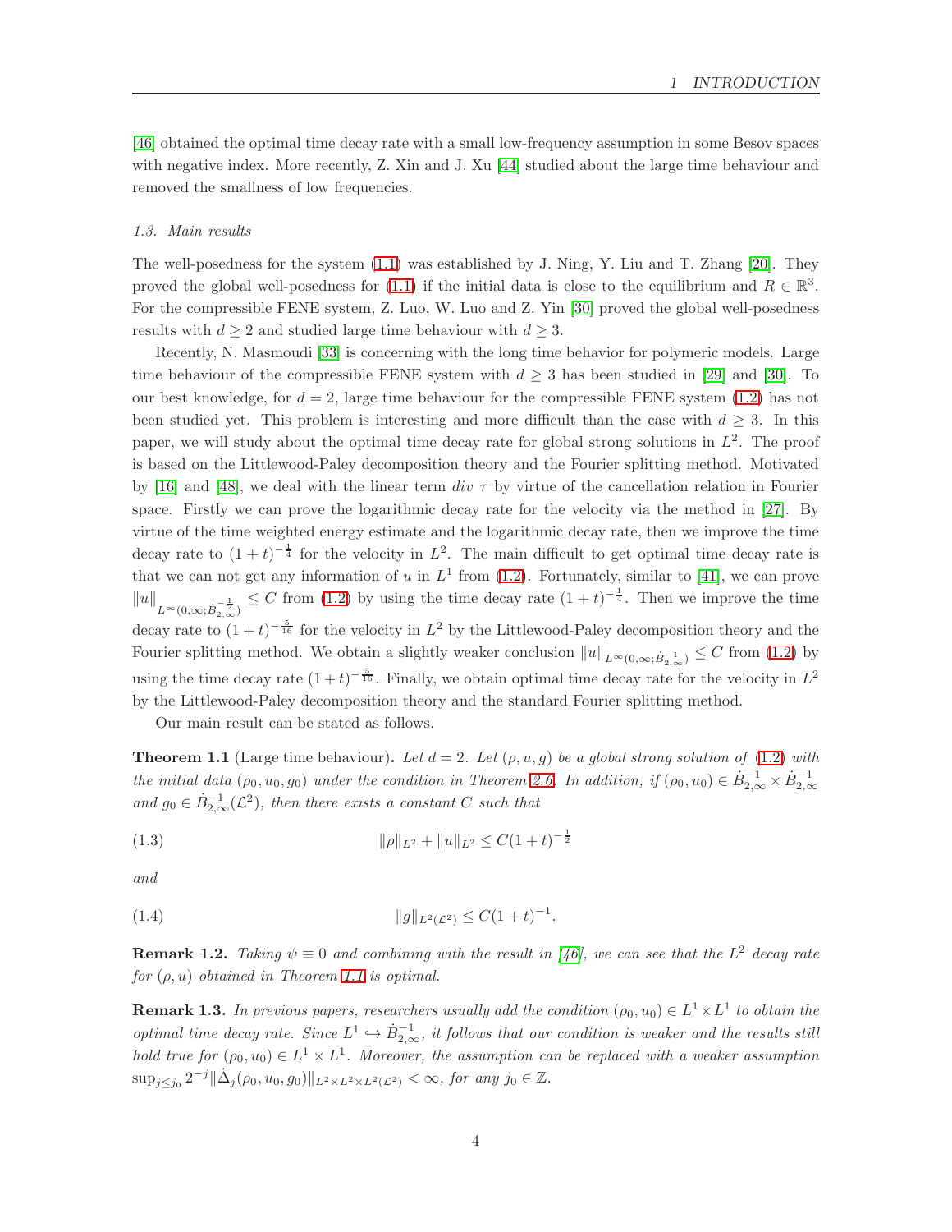[46] obtained the optimal time decay rate with a small low-frequency assumption in some Besov spaces with negative index. More recently, Z. Xin and J. Xu [44] studied about the large time behaviour and removed the smallness of low frequencies.

### 1.3. Main results

The well-posedness for the system (1.1) was established by J. Ning, Y. Liu and T. Zhang [20]. They proved the global well-posedness for (1.1) if the initial data is close to the equilibrium and $R \in \mathbb{R}^3$. For the compressible FENE system, Z. Luo, W. Luo and Z. Yin [30] proved the global well-posedness results with $d \geq 2$ and studied large time behaviour with $d \geq 3$.

Recently, N. Masmoudi [33] is concerning with the long time behavior for polymeric models. Large time behaviour of the compressible FENE system with $d \geq 3$ has been studied in [29] and [30]. To our best knowledge, for $d = 2$, large time behaviour for the compressible FENE system (1.2) has not been studied yet. This problem is interesting and more difficult than the case with $d \geq 3$. In this paper, we will study about the optimal time decay rate for global strong solutions in $L^2$. The proof is based on the Littlewood-Paley decomposition theory and the Fourier splitting method. Motivated by [16] and [48], we deal with the linear term $div\ \tau$ by virtue of the cancellation relation in Fourier space. Firstly we can prove the logarithmic decay rate for the velocity via the method in [27]. By virtue of the time weighted energy estimate and the logarithmic decay rate, then we improve the time decay rate to $(1+t)^{-\frac{1}{4}}$ for the velocity in $L^2$. The main difficult to get optimal time decay rate is that we can not get any information of $u$ in $L^1$ from (1.2). Fortunately, similar to [41], we can prove $\|u\|_{L^\infty(0,\infty;\dot{B}^{-\frac{1}{2}}_{2,\infty})} \leq C$ from (1.2) by using the time decay rate $(1+t)^{-\frac{1}{4}}$. Then we improve the time decay rate to $(1+t)^{-\frac{5}{16}}$ for the velocity in $L^2$ by the Littlewood-Paley decomposition theory and the Fourier splitting method. We obtain a slightly weaker conclusion $\|u\|_{L^\infty(0,\infty;\dot{B}^{-1}_{2,\infty})} \leq C$ from (1.2) by using the time decay rate $(1+t)^{-\frac{5}{16}}$. Finally, we obtain optimal time decay rate for the velocity in $L^2$ by the Littlewood-Paley decomposition theory and the standard Fourier splitting method.

Our main result can be stated as follows.

**Theorem 1.1** (Large time behaviour)**.** *Let $d = 2$. Let $(\rho, u, g)$ be a global strong solution of (1.2) with the initial data $(\rho_0, u_0, g_0)$ under the condition in Theorem 2.6. In addition, if $(\rho_0, u_0) \in \dot{B}^{-1}_{2,\infty} \times \dot{B}^{-1}_{2,\infty}$ and $g_0 \in \dot{B}^{-1}_{2,\infty}(\mathcal{L}^2)$, then there exists a constant $C$ such that*

$$\|\rho\|_{L^2} + \|u\|_{L^2} \leq C(1+t)^{-\frac{1}{2}} \tag{1.3}$$

*and*

$$\|g\|_{L^2(\mathcal{L}^2)} \leq C(1+t)^{-1}. \tag{1.4}$$

**Remark 1.2.** *Taking $\psi \equiv 0$ and combining with the result in [46], we can see that the $L^2$ decay rate for $(\rho, u)$ obtained in Theorem 1.1 is optimal.*

**Remark 1.3.** *In previous papers, researchers usually add the condition $(\rho_0, u_0) \in L^1 \times L^1$ to obtain the optimal time decay rate. Since $L^1 \hookrightarrow \dot{B}^{-1}_{2,\infty}$, it follows that our condition is weaker and the results still hold true for $(\rho_0, u_0) \in L^1 \times L^1$. Moreover, the assumption can be replaced with a weaker assumption $\sup_{j \leq j_0} 2^{-j} \|\dot{\Delta}_j(\rho_0, u_0, g_0)\|_{L^2 \times L^2 \times L^2(\mathcal{L}^2)} < \infty$, for any $j_0 \in \mathbb{Z}$.*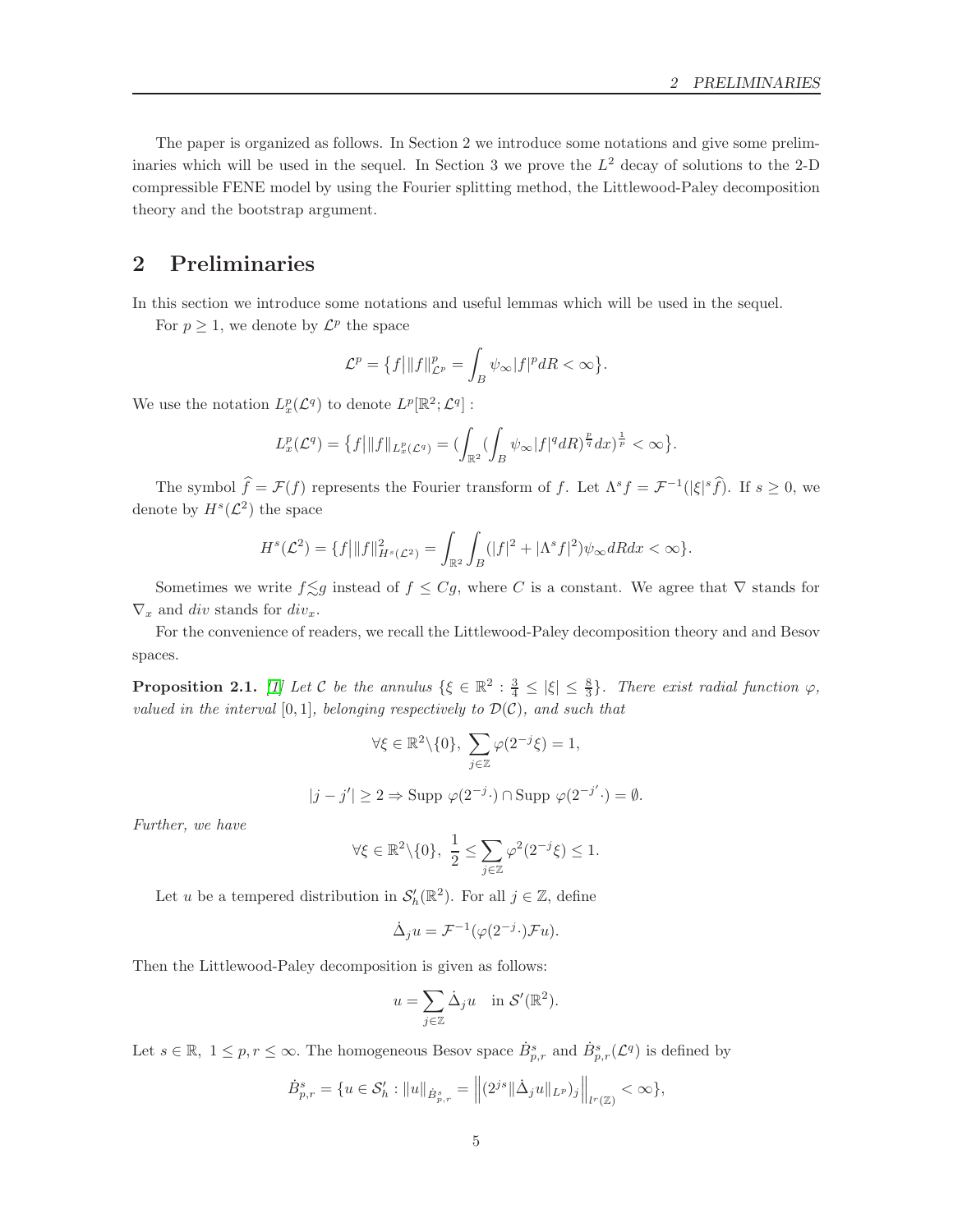The paper is organized as follows. In Section 2 we introduce some notations and give some preliminaries which will be used in the sequel. In Section 3 we prove the $L^2$ decay of solutions to the 2-D compressible FENE model by using the Fourier splitting method, the Littlewood-Paley decomposition theory and the bootstrap argument.

## 2 Preliminaries

In this section we introduce some notations and useful lemmas which will be used in the sequel.

For $p \geq 1$, we denote by $\mathcal{L}^p$ the space

$$\mathcal{L}^p = \big\{f \big| \|f\|^p_{\mathcal{L}^p} = \int_B \psi_\infty |f|^p dR < \infty \big\}.$$

We use the notation $L^p_x(\mathcal{L}^q)$ to denote $L^p[\mathbb{R}^2; \mathcal{L}^q]$ :

$$L^p_x(\mathcal{L}^q) = \big\{f \big| \|f\|_{L^p_x(\mathcal{L}^q)} = (\int_{\mathbb{R}^2} (\int_B \psi_\infty |f|^q dR)^{\frac{p}{q}} dx)^{\frac{1}{p}} < \infty \big\}.$$

The symbol $\widehat{f} = \mathcal{F}(f)$ represents the Fourier transform of $f$. Let $\Lambda^s f = \mathcal{F}^{-1}(|\xi|^s \widehat{f})$. If $s \geq 0$, we denote by $H^s(\mathcal{L}^2)$ the space

$$H^s(\mathcal{L}^2) = \{f \big| \|f\|^2_{H^s(\mathcal{L}^2)} = \int_{\mathbb{R}^2} \int_B (|f|^2 + |\Lambda^s f|^2) \psi_\infty dR dx < \infty \}.$$

Sometimes we write $f \lesssim g$ instead of $f \leq Cg$, where $C$ is a constant. We agree that $\nabla$ stands for $\nabla_x$ and $div$ stands for $div_x$.

For the convenience of readers, we recall the Littlewood-Paley decomposition theory and and Besov spaces.

**Proposition 2.1.** [1] *Let $\mathcal{C}$ be the annulus $\{\xi \in \mathbb{R}^2 : \frac{3}{4} \leq |\xi| \leq \frac{8}{3}\}$. There exist radial function $\varphi$, valued in the interval $[0, 1]$, belonging respectively to $\mathcal{D}(\mathcal{C})$, and such that*

$$\forall \xi \in \mathbb{R}^2 \backslash \{0\}, \ \sum_{j \in \mathbb{Z}} \varphi(2^{-j}\xi) = 1,$$

$$|j - j'| \geq 2 \Rightarrow \text{Supp } \varphi(2^{-j} \cdot) \cap \text{Supp } \varphi(2^{-j'} \cdot) = \emptyset.$$

*Further, we have*

$$\forall \xi \in \mathbb{R}^2 \backslash \{0\}, \ \frac{1}{2} \leq \sum_{j \in \mathbb{Z}} \varphi^2(2^{-j}\xi) \leq 1.$$

Let $u$ be a tempered distribution in $\mathcal{S}'_h(\mathbb{R}^2)$. For all $j \in \mathbb{Z}$, define

$$\dot{\Delta}_j u = \mathcal{F}^{-1}(\varphi(2^{-j} \cdot) \mathcal{F} u).$$

Then the Littlewood-Paley decomposition is given as follows:

$$u = \sum_{j \in \mathbb{Z}} \dot{\Delta}_j u \quad \text{in } \mathcal{S}'(\mathbb{R}^2).$$

Let $s \in \mathbb{R}, \ 1 \leq p, r \leq \infty$. The homogeneous Besov space $\dot{B}^s_{p,r}$ and $\dot{B}^s_{p,r}(\mathcal{L}^q)$ is defined by

$$\dot{B}^s_{p,r} = \{u \in \mathcal{S}'_h : \|u\|_{\dot{B}^s_{p,r}} = \Big\|(2^{js} \|\dot{\Delta}_j u\|_{L^p})_j\Big\|_{l^r(\mathbb{Z})} < \infty\},$$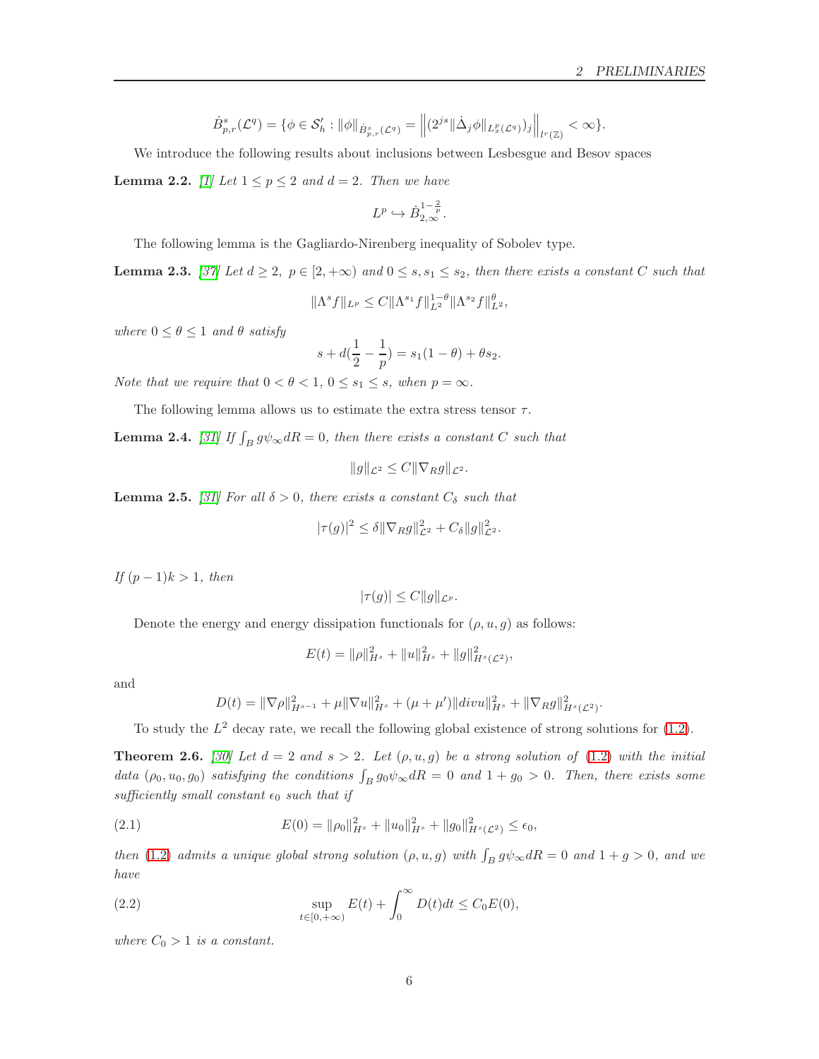$$\dot{B}^s_{p,r}(\mathcal{L}^q) = \{\phi \in \mathcal{S}'_h : \|\phi\|_{\dot{B}^s_{p,r}(\mathcal{L}^q)} = \left\|(2^{js}\|\dot{\Delta}_j\phi\|_{L^p_x(\mathcal{L}^q)})_j\right\|_{l^r(\mathbb{Z})} < \infty\}.$$

We introduce the following results about inclusions between Lesbesgue and Besov spaces

**Lemma 2.2.** *[1] Let $1 \leq p \leq 2$ and $d = 2$. Then we have*

$$L^p \hookrightarrow \dot{B}^{1-\frac{2}{p}}_{2,\infty}.$$

The following lemma is the Gagliardo-Nirenberg inequality of Sobolev type.

**Lemma 2.3.** *[37] Let $d \geq 2$, $p \in [2, +\infty)$ and $0 \leq s, s_1 \leq s_2$, then there exists a constant $C$ such that*

$$\|\Lambda^s f\|_{L^p} \leq C\|\Lambda^{s_1} f\|^{1-\theta}_{L^2}\|\Lambda^{s_2} f\|^{\theta}_{L^2},$$

*where $0 \leq \theta \leq 1$ and $\theta$ satisfy*

$$s + d(\frac{1}{2} - \frac{1}{p}) = s_1(1-\theta) + \theta s_2.$$

*Note that we require that $0 < \theta < 1$, $0 \leq s_1 \leq s$, when $p = \infty$.*

The following lemma allows us to estimate the extra stress tensor $\tau$.

**Lemma 2.4.** *[31] If $\int_B g\psi_\infty dR = 0$, then there exists a constant $C$ such that*

$$\|g\|_{\mathcal{L}^2} \leq C\|\nabla_R g\|_{\mathcal{L}^2}.$$

**Lemma 2.5.** *[31] For all $\delta > 0$, there exists a constant $C_\delta$ such that*

$$|\tau(g)|^2 \leq \delta\|\nabla_R g\|^2_{\mathcal{L}^2} + C_\delta\|g\|^2_{\mathcal{L}^2}.$$

*If $(p-1)k > 1$, then*

$$|\tau(g)| \leq C\|g\|_{\mathcal{L}^p}.$$

Denote the energy and energy dissipation functionals for $(\rho, u, g)$ as follows:

$$E(t) = \|\rho\|^2_{H^s} + \|u\|^2_{H^s} + \|g\|^2_{H^s(\mathcal{L}^2)},$$

and

$$D(t) = \|\nabla\rho\|^2_{H^{s-1}} + \mu\|\nabla u\|^2_{H^s} + (\mu+\mu')\|divu\|^2_{H^s} + \|\nabla_R g\|^2_{H^s(\mathcal{L}^2)}.$$

To study the $L^2$ decay rate, we recall the following global existence of strong solutions for (1.2).

**Theorem 2.6.** *[30] Let $d = 2$ and $s > 2$. Let $(\rho, u, g)$ be a strong solution of (1.2) with the initial data $(\rho_0, u_0, g_0)$ satisfying the conditions $\int_B g_0\psi_\infty dR = 0$ and $1 + g_0 > 0$. Then, there exists some sufficiently small constant $\epsilon_0$ such that if*

$$E(0) = \|\rho_0\|^2_{H^s} + \|u_0\|^2_{H^s} + \|g_0\|^2_{H^s(\mathcal{L}^2)} \leq \epsilon_0, \tag{2.1}$$

*then (1.2) admits a unique global strong solution $(\rho, u, g)$ with $\int_B g\psi_\infty dR = 0$ and $1 + g > 0$, and we have*

$$\sup_{t\in[0,+\infty)} E(t) + \int_0^\infty D(t)dt \leq C_0 E(0), \tag{2.2}$$

*where $C_0 > 1$ is a constant.*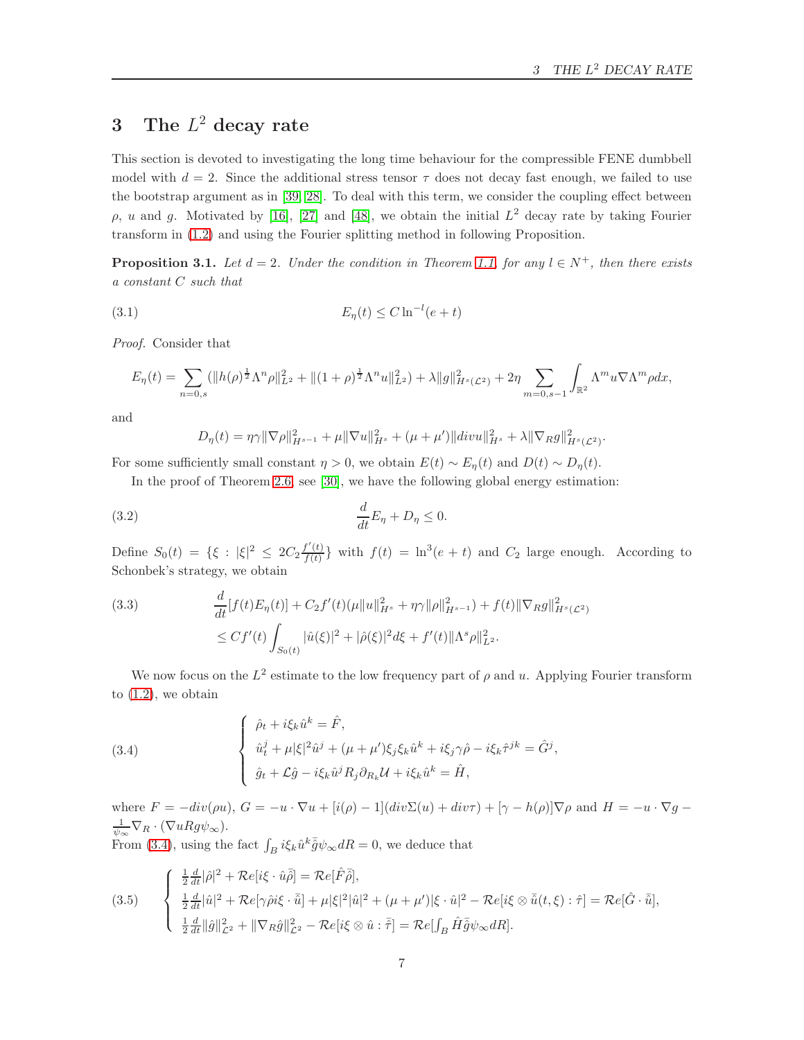# 3 The $L^2$ decay rate

This section is devoted to investigating the long time behaviour for the compressible FENE dumbbell model with $d = 2$. Since the additional stress tensor $\tau$ does not decay fast enough, we failed to use the bootstrap argument as in [39, 28]. To deal with this term, we consider the coupling effect between $\rho$, $u$ and $g$. Motivated by [16], [27] and [48], we obtain the initial $L^2$ decay rate by taking Fourier transform in (1.2) and using the Fourier splitting method in following Proposition.

**Proposition 3.1.** *Let $d = 2$. Under the condition in Theorem 1.1, for any $l \in N^+$, then there exists a constant $C$ such that*

$$E_\eta(t) \leq C \ln^{-l}(e+t) \tag{3.1}$$

*Proof.* Consider that

$$E_\eta(t) = \sum_{n=0,s} (\|h(\rho)^{\frac{1}{2}}\Lambda^n\rho\|_{L^2}^2 + \|(1+\rho)^{\frac{1}{2}}\Lambda^n u\|_{L^2}^2) + \lambda\|g\|_{H^s(\mathcal{L}^2)}^2 + 2\eta\sum_{m=0,s-1}\int_{\mathbb{R}^2}\Lambda^m u\nabla\Lambda^m\rho dx,$$

and

$$D_\eta(t) = \eta\gamma\|\nabla\rho\|_{H^{s-1}}^2 + \mu\|\nabla u\|_{H^s}^2 + (\mu+\mu')\|divu\|_{H^s}^2 + \lambda\|\nabla_R g\|_{H^s(\mathcal{L}^2)}^2.$$

For some sufficiently small constant $\eta > 0$, we obtain $E(t) \sim E_\eta(t)$ and $D(t) \sim D_\eta(t)$.

In the proof of Theorem 2.6, see [30], we have the following global energy estimation:

$$\frac{d}{dt}E_\eta + D_\eta \leq 0. \tag{3.2}$$

Define $S_0(t) = \{\xi : |\xi|^2 \leq 2C_2\frac{f'(t)}{f(t)}\}$ with $f(t) = \ln^3(e+t)$ and $C_2$ large enough. According to Schonbek's strategy, we obtain

$$\begin{aligned}
&\frac{d}{dt}[f(t)E_\eta(t)] + C_2 f'(t)(\mu\|u\|_{H^s}^2 + \eta\gamma\|\rho\|_{H^{s-1}}^2) + f(t)\|\nabla_R g\|_{H^s(\mathcal{L}^2)}^2 \\
&\leq Cf'(t)\int_{S_0(t)}|\hat{u}(\xi)|^2 + |\hat{\rho}(\xi)|^2 d\xi + f'(t)\|\Lambda^s\rho\|_{L^2}^2.
\end{aligned} \tag{3.3}$$

We now focus on the $L^2$ estimate to the low frequency part of $\rho$ and $u$. Applying Fourier transform to (1.2), we obtain

$$\begin{cases}
\hat{\rho}_t + i\xi_k\hat{u}^k = \hat{F}, \\
\hat{u}^j_t + \mu|\xi|^2\hat{u}^j + (\mu+\mu')\xi_j\xi_k\hat{u}^k + i\xi_j\gamma\hat{\rho} - i\xi_k\hat{\tau}^{jk} = \hat{G}^j, \\
\hat{g}_t + \mathcal{L}\hat{g} - i\xi_k\hat{u}^j R_j\partial_{R_k}\mathcal{U} + i\xi_k\hat{u}^k = \hat{H},
\end{cases} \tag{3.4}$$

where $F = -div(\rho u)$, $G = -u\cdot\nabla u + [i(\rho)-1](div\Sigma(u) + div\tau) + [\gamma - h(\rho)]\nabla\rho$ and $H = -u\cdot\nabla g - \frac{1}{\psi_\infty}\nabla_R\cdot(\nabla u R g\psi_\infty)$.

From (3.4), using the fact $\int_B i\xi_k\hat{u}^k\bar{\hat{g}}\psi_\infty dR = 0$, we deduce that

$$\begin{cases}
\frac{1}{2}\frac{d}{dt}|\hat{\rho}|^2 + \mathcal{R}e[i\xi\cdot\hat{u}\bar{\hat{\rho}}] = \mathcal{R}e[\hat{F}\bar{\hat{\rho}}], \\
\frac{1}{2}\frac{d}{dt}|\hat{u}|^2 + \mathcal{R}e[\gamma\hat{\rho}i\xi\cdot\bar{\hat{u}}] + \mu|\xi|^2|\hat{u}|^2 + (\mu+\mu')|\xi\cdot\hat{u}|^2 - \mathcal{R}e[i\xi\otimes\bar{\hat{u}}(t,\xi):\hat{\tau}] = \mathcal{R}e[\hat{G}\cdot\bar{\hat{u}}], \\
\frac{1}{2}\frac{d}{dt}\|\hat{g}\|_{\mathcal{L}^2}^2 + \|\nabla_R\hat{g}\|_{\mathcal{L}^2}^2 - \mathcal{R}e[i\xi\otimes\hat{u}:\bar{\hat{\tau}}] = \mathcal{R}e[\int_B\hat{H}\bar{\hat{g}}\psi_\infty dR].
\end{cases} \tag{3.5}$$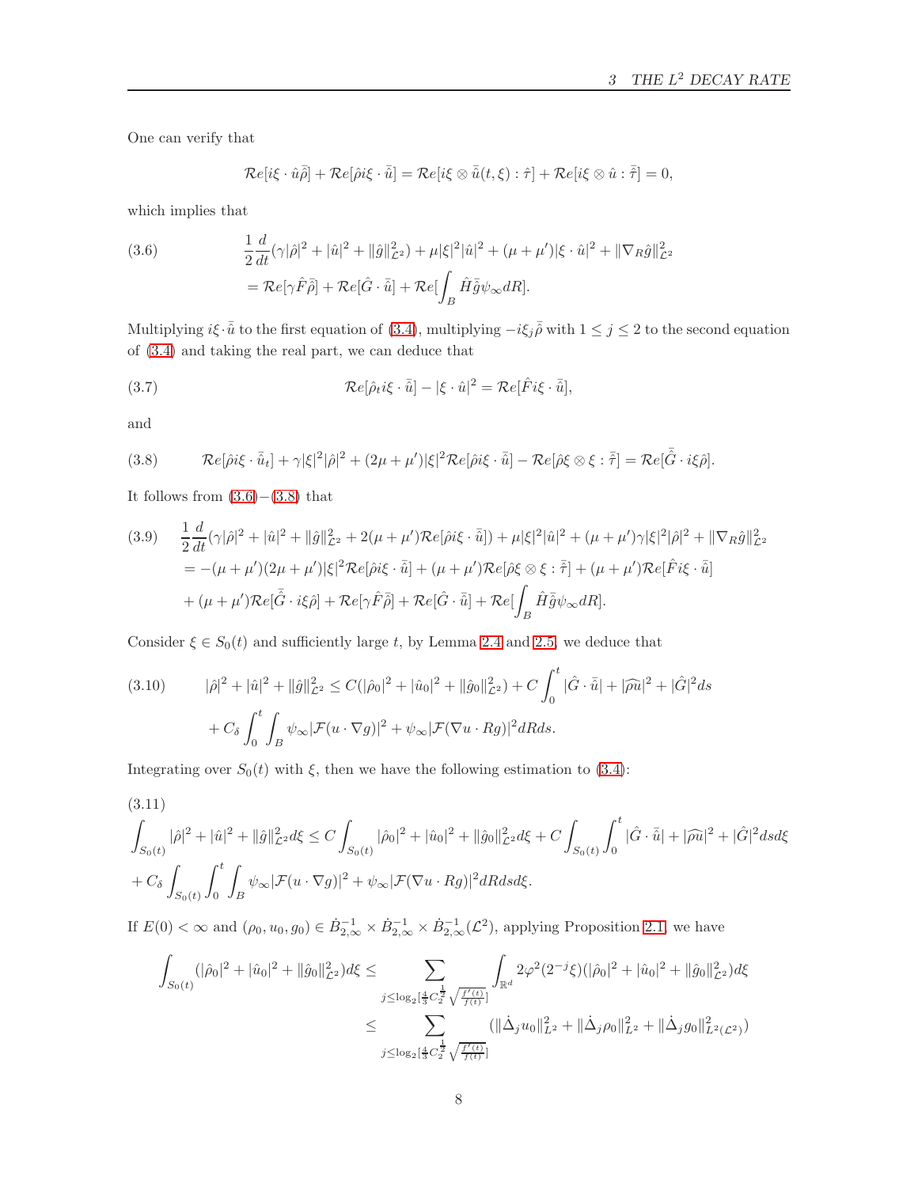One can verify that

$$\mathcal{R}e[i\xi\cdot\hat{u}\bar{\hat{\rho}}]+\mathcal{R}e[\hat{\rho}i\xi\cdot\bar{\hat{u}}]=\mathcal{R}e[i\xi\otimes\bar{\hat{u}}(t,\xi):\hat{\tau}]+\mathcal{R}e[i\xi\otimes\hat{u}:\bar{\hat{\tau}}]=0,$$

which implies that

$$\begin{aligned}(3.6)\qquad &\frac{1}{2}\frac{d}{dt}(\gamma|\hat{\rho}|^2+|\hat{u}|^2+\|\hat{g}\|^2_{\mathcal{L}^2})+\mu|\xi|^2|\hat{u}|^2+(\mu+\mu')|\xi\cdot\hat{u}|^2+\|\nabla_R\hat{g}\|^2_{\mathcal{L}^2}\\ &=\mathcal{R}e[\gamma\hat{F}\bar{\hat{\rho}}]+\mathcal{R}e[\hat{G}\cdot\bar{\hat{u}}]+\mathcal{R}e[\int_B\hat{H}\bar{\hat{g}}\psi_\infty dR].\end{aligned}$$

Multiplying $i\xi\cdot\bar{\hat{u}}$ to the first equation of (3.4), multiplying $-i\xi_j\bar{\hat{\rho}}$ with $1\le j\le 2$ to the second equation of (3.4) and taking the real part, we can deduce that

$$\mathcal{R}e[\hat{\rho}_t i\xi\cdot\bar{\hat{u}}]-|\xi\cdot\hat{u}|^2=\mathcal{R}e[\hat{F}i\xi\cdot\bar{\hat{u}}],\tag{3.7}$$

and

$$\mathcal{R}e[\hat{\rho}i\xi\cdot\bar{\hat{u}}_t]+\gamma|\xi|^2|\hat{\rho}|^2+(2\mu+\mu')|\xi|^2\mathcal{R}e[\hat{\rho}i\xi\cdot\bar{\hat{u}}]-\mathcal{R}e[\hat{\rho}\xi\otimes\xi:\bar{\hat{\tau}}]=\mathcal{R}e[\bar{\hat{G}}\cdot i\xi\hat{\rho}].\tag{3.8}$$

It follows from (3.6)$-$(3.8) that

$$\begin{aligned}(3.9)\qquad &\frac{1}{2}\frac{d}{dt}(\gamma|\hat{\rho}|^2+|\hat{u}|^2+\|\hat{g}\|^2_{\mathcal{L}^2}+2(\mu+\mu')\mathcal{R}e[\hat{\rho}i\xi\cdot\bar{\hat{u}}])+\mu|\xi|^2|\hat{u}|^2+(\mu+\mu')\gamma|\xi|^2|\hat{\rho}|^2+\|\nabla_R\hat{g}\|^2_{\mathcal{L}^2}\\ &=-(\mu+\mu')(2\mu+\mu')|\xi|^2\mathcal{R}e[\hat{\rho}i\xi\cdot\bar{\hat{u}}]+(\mu+\mu')\mathcal{R}e[\hat{\rho}\xi\otimes\xi:\bar{\hat{\tau}}]+(\mu+\mu')\mathcal{R}e[\hat{F}i\xi\cdot\bar{\hat{u}}]\\ &\quad+(\mu+\mu')\mathcal{R}e[\bar{\hat{G}}\cdot i\xi\hat{\rho}]+\mathcal{R}e[\gamma\hat{F}\bar{\hat{\rho}}]+\mathcal{R}e[\hat{G}\cdot\bar{\hat{u}}]+\mathcal{R}e[\int_B\hat{H}\bar{\hat{g}}\psi_\infty dR].\end{aligned}$$

Consider $\xi\in S_0(t)$ and sufficiently large $t$, by Lemma 2.4 and 2.5, we deduce that

$$\begin{aligned}(3.10)\qquad &|\hat{\rho}|^2+|\hat{u}|^2+\|\hat{g}\|^2_{\mathcal{L}^2}\le C(|\hat{\rho}_0|^2+|\hat{u}_0|^2+\|\hat{g}_0\|^2_{\mathcal{L}^2})+C\int_0^t|\hat{G}\cdot\bar{\hat{u}}|+|\widehat{\rho u}|^2+|\hat{G}|^2ds\\ &\quad+C_\delta\int_0^t\int_B\psi_\infty|\mathcal{F}(u\cdot\nabla g)|^2+\psi_\infty|\mathcal{F}(\nabla u\cdot Rg)|^2dRds.\end{aligned}$$

Integrating over $S_0(t)$ with $\xi$, then we have the following estimation to (3.4):

$$\begin{aligned}(3.11)\qquad &\int_{S_0(t)}|\hat{\rho}|^2+|\hat{u}|^2+\|\hat{g}\|^2_{\mathcal{L}^2}d\xi\le C\int_{S_0(t)}|\hat{\rho}_0|^2+|\hat{u}_0|^2+\|\hat{g}_0\|^2_{\mathcal{L}^2}d\xi+C\int_{S_0(t)}\int_0^t|\hat{G}\cdot\bar{\hat{u}}|+|\widehat{\rho u}|^2+|\hat{G}|^2dsd\xi\\ &+C_\delta\int_{S_0(t)}\int_0^t\int_B\psi_\infty|\mathcal{F}(u\cdot\nabla g)|^2+\psi_\infty|\mathcal{F}(\nabla u\cdot Rg)|^2dRdsd\xi.\end{aligned}$$

If $E(0)<\infty$ and $(\rho_0,u_0,g_0)\in\dot{B}^{-1}_{2,\infty}\times\dot{B}^{-1}_{2,\infty}\times\dot{B}^{-1}_{2,\infty}(\mathcal{L}^2)$, applying Proposition 2.1, we have

$$\begin{aligned}\int_{S_0(t)}(|\hat{\rho}_0|^2+|\hat{u}_0|^2+\|\hat{g}_0\|^2_{\mathcal{L}^2})d\xi&\le\sum_{j\le\log_2[\frac{4}{3}C_2^{\frac{1}{2}}\sqrt{\frac{f'(t)}{f(t)}}]}\int_{\mathbb{R}^d}2\varphi^2(2^{-j}\xi)(|\hat{\rho}_0|^2+|\hat{u}_0|^2+\|\hat{g}_0\|^2_{\mathcal{L}^2})d\xi\\ &\le\sum_{j\le\log_2[\frac{4}{3}C_2^{\frac{1}{2}}\sqrt{\frac{f'(t)}{f(t)}}]}(\|\dot{\Delta}_j u_0\|^2_{L^2}+\|\dot{\Delta}_j\rho_0\|^2_{L^2}+\|\dot{\Delta}_j g_0\|^2_{L^2(\mathcal{L}^2)})\end{aligned}$$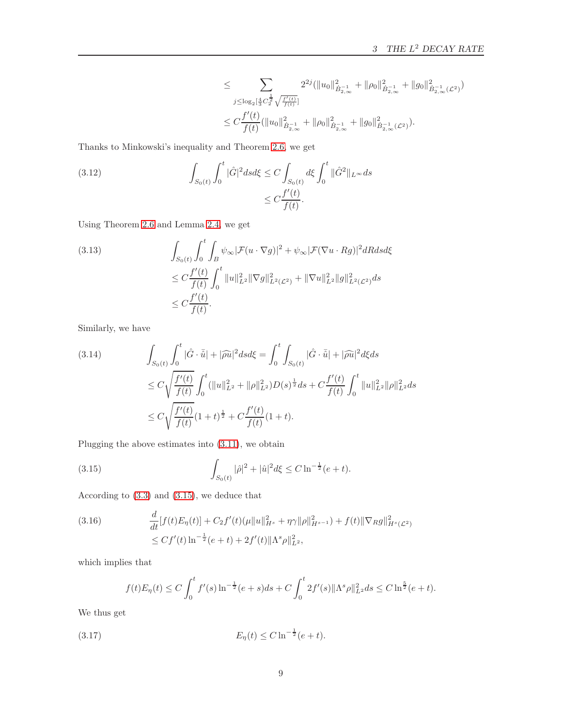$$
\begin{aligned}
&\leq \sum_{j\leq \log_2[\frac{4}{3}C_2^{\frac{1}{2}}\sqrt{\frac{f'(t)}{f(t)}}]} 2^{2j}(\|u_0\|^2_{\dot{B}^{-1}_{2,\infty}} + \|\rho_0\|^2_{\dot{B}^{-1}_{2,\infty}} + \|g_0\|^2_{\dot{B}^{-1}_{2,\infty}(\mathcal{L}^2)}) \\
&\leq C\frac{f'(t)}{f(t)}(\|u_0\|^2_{\dot{B}^{-1}_{2,\infty}} + \|\rho_0\|^2_{\dot{B}^{-1}_{2,\infty}} + \|g_0\|^2_{\dot{B}^{-1}_{2,\infty}(\mathcal{L}^2)}).
\end{aligned}
$$

Thanks to Minkowski's inequality and Theorem 2.6, we get

$$
\begin{aligned}
\int_{S_0(t)}\int_0^t |\hat{G}|^2 ds d\xi &\leq C\int_{S_0(t)} d\xi \int_0^t \|\hat{G}^2\|_{L^\infty} ds \\
&\leq C\frac{f'(t)}{f(t)}.
\end{aligned}
\tag{3.12}
$$

Using Theorem 2.6 and Lemma 2.4, we get

$$
\begin{aligned}
&\int_{S_0(t)}\int_0^t\int_B \psi_\infty |\mathcal{F}(u\cdot\nabla g)|^2 + \psi_\infty|\mathcal{F}(\nabla u\cdot Rg)|^2 dR ds d\xi \\
&\leq C\frac{f'(t)}{f(t)}\int_0^t \|u\|^2_{L^2}\|\nabla g\|^2_{L^2(\mathcal{L}^2)} + \|\nabla u\|^2_{L^2}\|g\|^2_{L^2(\mathcal{L}^2)} ds \\
&\leq C\frac{f'(t)}{f(t)}.
\end{aligned}
\tag{3.13}
$$

Similarly, we have

$$
\begin{aligned}
\int_{S_0(t)}\int_0^t |\hat{G}\cdot\bar{\hat{u}}| + |\widehat{\rho u}|^2 ds d\xi &= \int_0^t\int_{S_0(t)} |\hat{G}\cdot\bar{\hat{u}}| + |\widehat{\rho u}|^2 d\xi ds \\
&\leq C\sqrt{\frac{f'(t)}{f(t)}}\int_0^t (\|u\|^2_{L^2} + \|\rho\|^2_{L^2})D(s)^{\frac{1}{2}} ds + C\frac{f'(t)}{f(t)}\int_0^t \|u\|^2_{L^2}\|\rho\|^2_{L^2} ds \\
&\leq C\sqrt{\frac{f'(t)}{f(t)}}(1+t)^{\frac{1}{2}} + C\frac{f'(t)}{f(t)}(1+t).
\end{aligned}
\tag{3.14}
$$

Plugging the above estimates into (3.11), we obtain

$$
\int_{S_0(t)} |\hat{\rho}|^2 + |\hat{u}|^2 d\xi \leq C\ln^{-\frac{1}{2}}(e+t).
\tag{3.15}
$$

According to (3.3) and (3.15), we deduce that

$$
\begin{aligned}
&\frac{d}{dt}[f(t)E_\eta(t)] + C_2 f'(t)(\mu\|u\|^2_{H^s} + \eta\gamma\|\rho\|^2_{H^{s-1}}) + f(t)\|\nabla_R g\|^2_{H^s(\mathcal{L}^2)} \\
&\leq Cf'(t)\ln^{-\frac{1}{2}}(e+t) + 2f'(t)\|\Lambda^s\rho\|^2_{L^2},
\end{aligned}
\tag{3.16}
$$

which implies that

$$
f(t)E_\eta(t) \leq C\int_0^t f'(s)\ln^{-\frac{1}{2}}(e+s)ds + C\int_0^t 2f'(s)\|\Lambda^s\rho\|^2_{L^2} ds \leq C\ln^{\frac{5}{2}}(e+t).
$$

We thus get

$$
E_\eta(t) \leq C\ln^{-\frac{1}{2}}(e+t).
\tag{3.17}
$$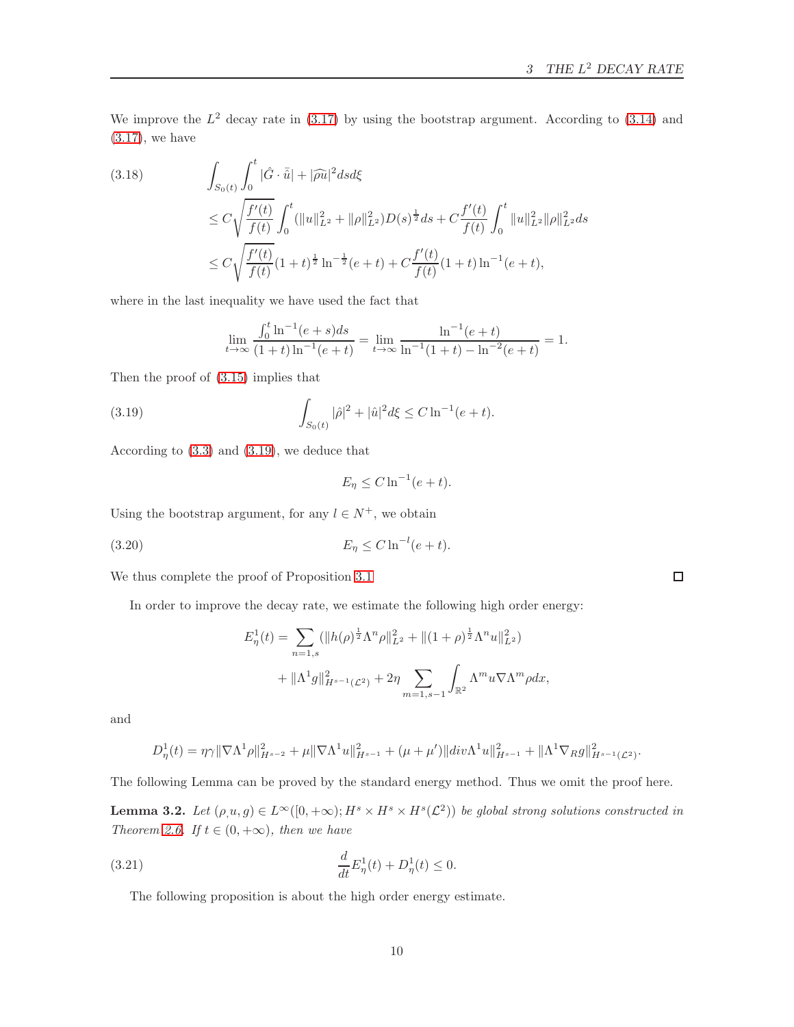We improve the $L^2$ decay rate in (3.17) by using the bootstrap argument. According to (3.14) and (3.17), we have

$$
\begin{aligned}
(3.18)\qquad & \int_{S_0(t)}\int_0^t |\hat{G}\cdot\bar{\hat{u}}| + |\widehat{\rho u}|^2 ds d\xi \\
&\leq C\sqrt{\frac{f'(t)}{f(t)}}\int_0^t (\|u\|_{L^2}^2+\|\rho\|_{L^2}^2)D(s)^{\frac{1}{2}}ds + C\frac{f'(t)}{f(t)}\int_0^t \|u\|_{L^2}^2\|\rho\|_{L^2}^2 ds \\
&\leq C\sqrt{\frac{f'(t)}{f(t)}}(1+t)^{\frac{1}{2}}\ln^{-\frac{1}{2}}(e+t) + C\frac{f'(t)}{f(t)}(1+t)\ln^{-1}(e+t),
\end{aligned}
$$

where in the last inequality we have used the fact that

$$
\lim_{t\to\infty}\frac{\int_0^t \ln^{-1}(e+s)ds}{(1+t)\ln^{-1}(e+t)} = \lim_{t\to\infty}\frac{\ln^{-1}(e+t)}{\ln^{-1}(1+t)-\ln^{-2}(e+t)} = 1.
$$

Then the proof of (3.15) implies that

$$
\int_{S_0(t)} |\hat{\rho}|^2 + |\hat{u}|^2 d\xi \leq C\ln^{-1}(e+t). \tag{3.19}
$$

According to (3.3) and (3.19), we deduce that

$$
E_\eta \leq C\ln^{-1}(e+t).
$$

Using the bootstrap argument, for any $l\in N^+$, we obtain

$$
E_\eta \leq C\ln^{-l}(e+t). \tag{3.20}
$$

We thus complete the proof of Proposition 3.1 $\square$

In order to improve the decay rate, we estimate the following high order energy:

$$
\begin{aligned}
E_\eta^1(t) = &\sum_{n=1,s}(\|h(\rho)^{\frac{1}{2}}\Lambda^n\rho\|_{L^2}^2 + \|(1+\rho)^{\frac{1}{2}}\Lambda^n u\|_{L^2}^2) \\
&+ \|\Lambda^1 g\|_{H^{s-1}(\mathcal{L}^2)}^2 + 2\eta\sum_{m=1,s-1}\int_{\mathbb{R}^2}\Lambda^m u\nabla\Lambda^m\rho dx,
\end{aligned}
$$

and

$$
D_\eta^1(t) = \eta\gamma\|\nabla\Lambda^1\rho\|_{H^{s-2}}^2 + \mu\|\nabla\Lambda^1 u\|_{H^{s-1}}^2 + (\mu+\mu')\|div\Lambda^1 u\|_{H^{s-1}}^2 + \|\Lambda^1\nabla_R g\|_{H^{s-1}(\mathcal{L}^2)}^2.
$$

The following Lemma can be proved by the standard energy method. Thus we omit the proof here.

**Lemma 3.2.** *Let $(\rho, u, g)\in L^\infty([0,+\infty); H^s\times H^s\times H^s(\mathcal{L}^2))$ be global strong solutions constructed in Theorem 2.6. If $t\in(0,+\infty)$, then we have*

$$
\frac{d}{dt}E_\eta^1(t) + D_\eta^1(t) \leq 0. \tag{3.21}
$$

The following proposition is about the high order energy estimate.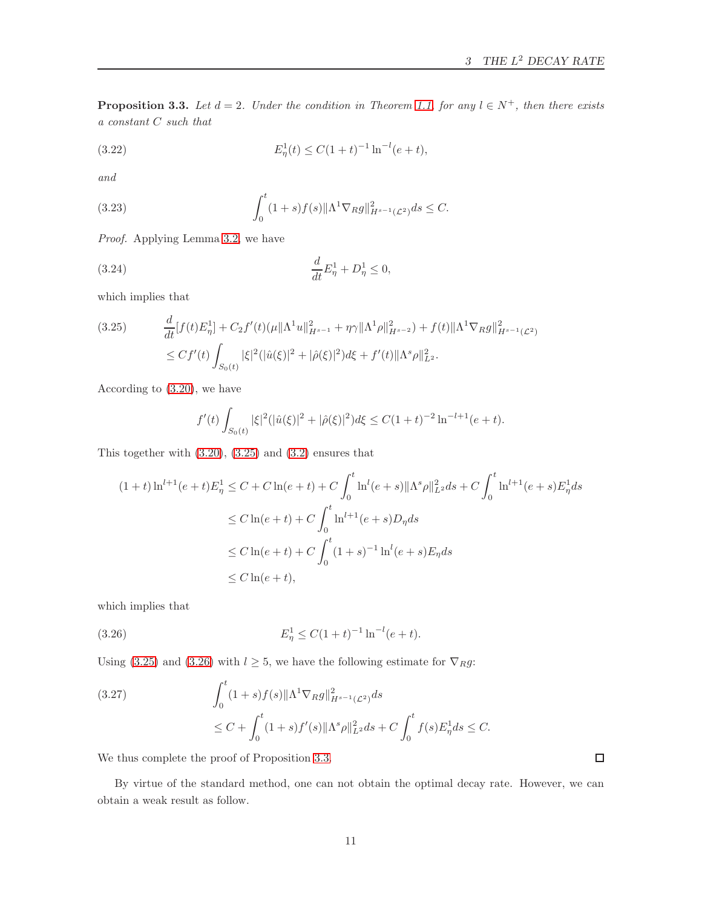**Proposition 3.3.** *Let $d = 2$. Under the condition in Theorem 1.1, for any $l \in N^+$, then there exists a constant $C$ such that*

$$E^1_\eta(t) \le C(1+t)^{-1}\ln^{-l}(e+t), \tag{3.22}$$

*and*

$$\int_0^t (1+s)f(s)\|\Lambda^1\nabla_R g\|^2_{H^{s-1}(\mathcal{L}^2)}ds \le C. \tag{3.23}$$

*Proof.* Applying Lemma 3.2, we have

$$\frac{d}{dt}E^1_\eta + D^1_\eta \le 0, \tag{3.24}$$

which implies that

$$\begin{aligned}
&\frac{d}{dt}[f(t)E^1_\eta] + C_2 f'(t)(\mu\|\Lambda^1 u\|^2_{H^{s-1}} + \eta\gamma\|\Lambda^1\rho\|^2_{H^{s-2}}) + f(t)\|\Lambda^1\nabla_R g\|^2_{H^{s-1}(\mathcal{L}^2)} \\
&\le Cf'(t)\int_{S_0(t)}|\xi|^2(|\hat{u}(\xi)|^2 + |\hat{\rho}(\xi)|^2)d\xi + f'(t)\|\Lambda^s\rho\|^2_{L^2}.
\end{aligned} \tag{3.25}$$

According to (3.20), we have

$$f'(t)\int_{S_0(t)}|\xi|^2(|\hat{u}(\xi)|^2 + |\hat{\rho}(\xi)|^2)d\xi \le C(1+t)^{-2}\ln^{-l+1}(e+t).$$

This together with (3.20), (3.25) and (3.2) ensures that

$$\begin{aligned}
(1+t)\ln^{l+1}(e+t)E^1_\eta &\le C + C\ln(e+t) + C\int_0^t \ln^l(e+s)\|\Lambda^s\rho\|^2_{L^2}ds + C\int_0^t \ln^{l+1}(e+s)E^1_\eta ds \\
&\le C\ln(e+t) + C\int_0^t \ln^{l+1}(e+s)D_\eta ds \\
&\le C\ln(e+t) + C\int_0^t (1+s)^{-1}\ln^l(e+s)E_\eta ds \\
&\le C\ln(e+t),
\end{aligned}$$

which implies that

$$E^1_\eta \le C(1+t)^{-1}\ln^{-l}(e+t). \tag{3.26}$$

Using (3.25) and (3.26) with $l \ge 5$, we have the following estimate for $\nabla_R g$:

$$\begin{aligned}
&\int_0^t (1+s)f(s)\|\Lambda^1\nabla_R g\|^2_{H^{s-1}(\mathcal{L}^2)}ds \\
&\le C + \int_0^t (1+s)f'(s)\|\Lambda^s\rho\|^2_{L^2}ds + C\int_0^t f(s)E^1_\eta ds \le C.
\end{aligned} \tag{3.27}$$

We thus complete the proof of Proposition 3.3. $\square$

By virtue of the standard method, one can not obtain the optimal decay rate. However, we can obtain a weak result as follow.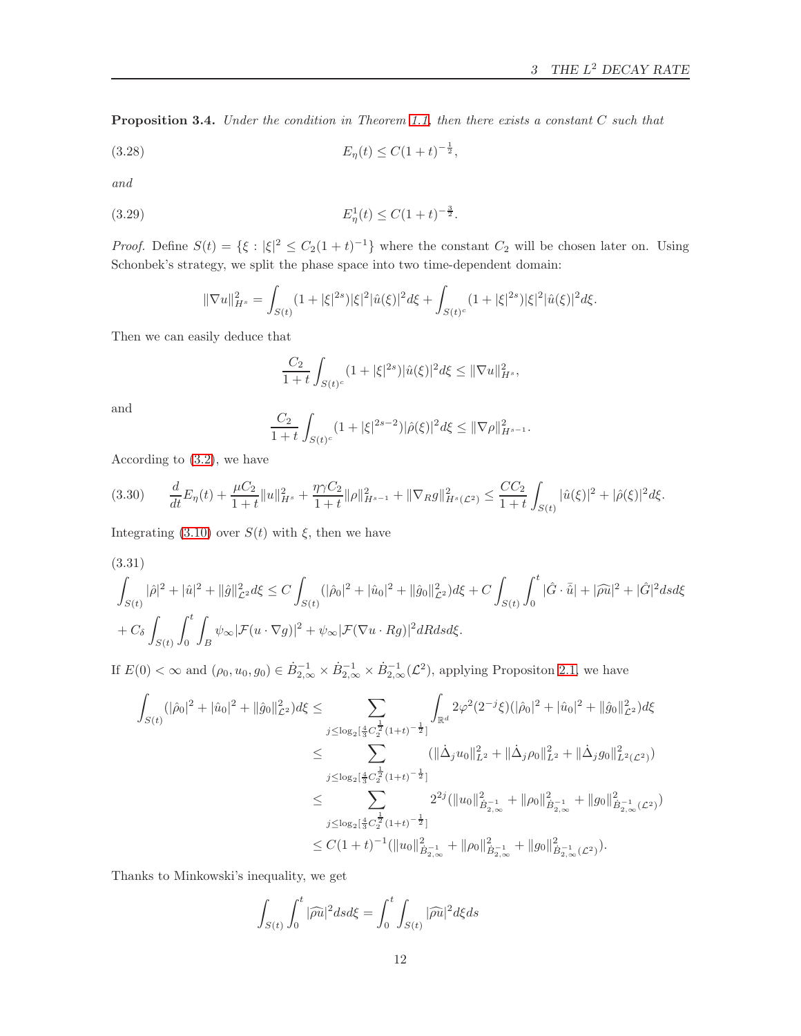**Proposition 3.4.** *Under the condition in Theorem 1.1, then there exists a constant $C$ such that*

$$E_\eta(t) \le C(1+t)^{-\frac{1}{2}}, \tag{3.28}$$

*and*

$$E^1_\eta(t) \le C(1+t)^{-\frac{3}{2}}. \tag{3.29}$$

*Proof.* Define $S(t) = \{\xi : |\xi|^2 \le C_2(1+t)^{-1}\}$ where the constant $C_2$ will be chosen later on. Using Schonbek's strategy, we split the phase space into two time-dependent domain:

$$\|\nabla u\|^2_{H^s} = \int_{S(t)} (1+|\xi|^{2s})|\xi|^2|\hat{u}(\xi)|^2 d\xi + \int_{S(t)^c} (1+|\xi|^{2s})|\xi|^2|\hat{u}(\xi)|^2 d\xi.$$

Then we can easily deduce that

$$\frac{C_2}{1+t}\int_{S(t)^c} (1+|\xi|^{2s})|\hat{u}(\xi)|^2 d\xi \le \|\nabla u\|^2_{H^s},$$

and

$$\frac{C_2}{1+t}\int_{S(t)^c} (1+|\xi|^{2s-2})|\hat{\rho}(\xi)|^2 d\xi \le \|\nabla \rho\|^2_{H^{s-1}}.$$

According to (3.2), we have

$$\frac{d}{dt}E_\eta(t) + \frac{\mu C_2}{1+t}\|u\|^2_{H^s} + \frac{\eta\gamma C_2}{1+t}\|\rho\|^2_{H^{s-1}} + \|\nabla_R g\|^2_{H^s(\mathcal{L}^2)} \le \frac{CC_2}{1+t}\int_{S(t)} |\hat{u}(\xi)|^2 + |\hat{\rho}(\xi)|^2 d\xi. \tag{3.30}$$

Integrating (3.10) over $S(t)$ with $\xi$, then we have

(3.31)

$$\begin{aligned}
\int_{S(t)} |\hat{\rho}|^2 + |\hat{u}|^2 + \|\hat{g}\|^2_{\mathcal{L}^2} d\xi &\le C\int_{S(t)} (|\hat{\rho}_0|^2 + |\hat{u}_0|^2 + \|\hat{g}_0\|^2_{\mathcal{L}^2})d\xi + C\int_{S(t)}\int_0^t |\hat{G}\cdot\bar{\hat{u}}| + |\widehat{\rho u}|^2 + |\hat{G}|^2 ds d\xi \\
&+ C_\delta \int_{S(t)}\int_0^t\int_B \psi_\infty|\mathcal{F}(u\cdot\nabla g)|^2 + \psi_\infty|\mathcal{F}(\nabla u\cdot Rg)|^2 dR ds d\xi.
\end{aligned}$$

If $E(0) < \infty$ and $(\rho_0, u_0, g_0) \in \dot{B}^{-1}_{2,\infty} \times \dot{B}^{-1}_{2,\infty} \times \dot{B}^{-1}_{2,\infty}(\mathcal{L}^2)$, applying Propositon 2.1, we have

$$\begin{aligned}
\int_{S(t)} (|\hat{\rho}_0|^2 + |\hat{u}_0|^2 + \|\hat{g}_0\|^2_{\mathcal{L}^2})d\xi &\le \sum_{j\le \log_2[\frac{4}{3}C_2^{\frac{1}{2}}(1+t)^{-\frac{1}{2}}]} \int_{\mathbb{R}^d} 2\varphi^2(2^{-j}\xi)(|\hat{\rho}_0|^2 + |\hat{u}_0|^2 + \|\hat{g}_0\|^2_{\mathcal{L}^2})d\xi \\
&\le \sum_{j\le \log_2[\frac{4}{3}C_2^{\frac{1}{2}}(1+t)^{-\frac{1}{2}}]} (\|\dot{\Delta}_j u_0\|^2_{L^2} + \|\dot{\Delta}_j \rho_0\|^2_{L^2} + \|\dot{\Delta}_j g_0\|^2_{L^2(\mathcal{L}^2)}) \\
&\le \sum_{j\le \log_2[\frac{4}{3}C_2^{\frac{1}{2}}(1+t)^{-\frac{1}{2}}]} 2^{2j}(\|u_0\|^2_{\dot{B}^{-1}_{2,\infty}} + \|\rho_0\|^2_{\dot{B}^{-1}_{2,\infty}} + \|g_0\|^2_{\dot{B}^{-1}_{2,\infty}(\mathcal{L}^2)}) \\
&\le C(1+t)^{-1}(\|u_0\|^2_{\dot{B}^{-1}_{2,\infty}} + \|\rho_0\|^2_{\dot{B}^{-1}_{2,\infty}} + \|g_0\|^2_{\dot{B}^{-1}_{2,\infty}(\mathcal{L}^2)}).
\end{aligned}$$

Thanks to Minkowski's inequality, we get

$$\int_{S(t)}\int_0^t |\widehat{\rho u}|^2 ds d\xi = \int_0^t\int_{S(t)} |\widehat{\rho u}|^2 d\xi ds$$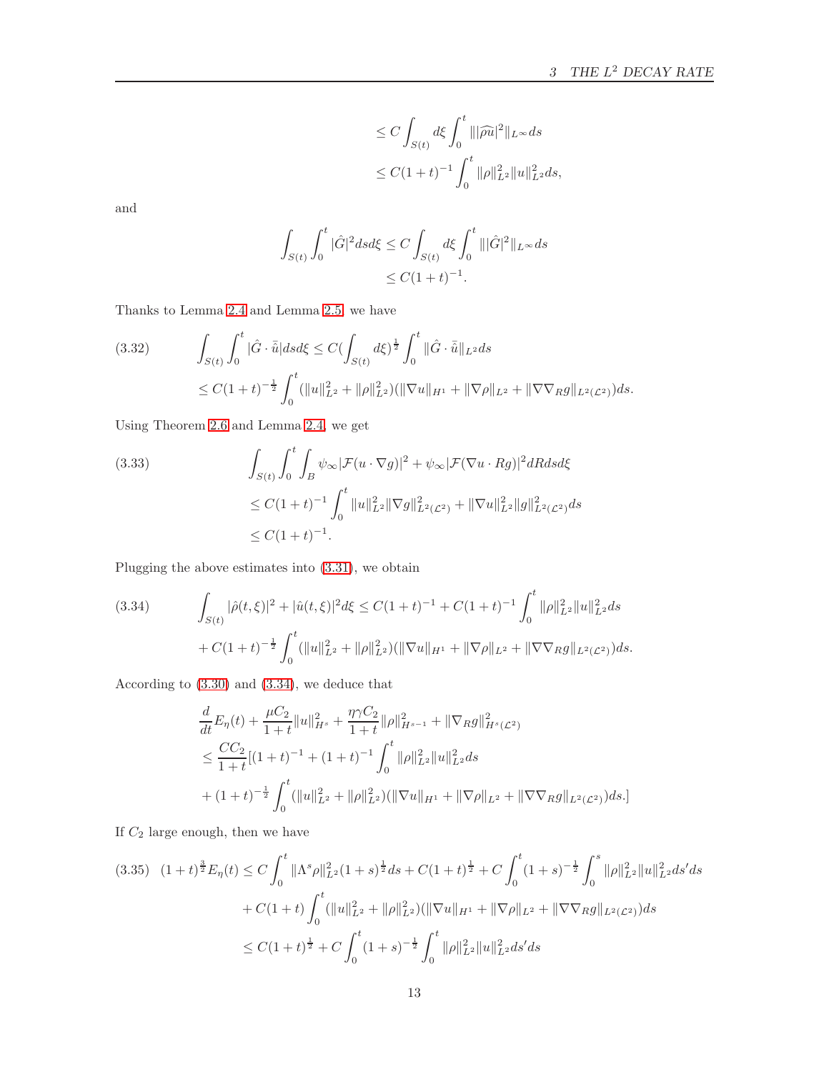$$
\begin{aligned}
&\le C\int_{S(t)} d\xi \int_0^t \||\widehat{\rho u}|^2\|_{L^\infty} ds \\
&\le C(1+t)^{-1}\int_0^t \|\rho\|_{L^2}^2\|u\|_{L^2}^2 ds,
\end{aligned}
$$

and

$$
\begin{aligned}
\int_{S(t)}\int_0^t |\hat{G}|^2 ds d\xi &\le C\int_{S(t)} d\xi \int_0^t \||\hat{G}|^2\|_{L^\infty} ds \\
&\le C(1+t)^{-1}.
\end{aligned}
$$

Thanks to Lemma 2.4 and Lemma 2.5, we have

$$
\begin{aligned}
\int_{S(t)}\int_0^t |\hat{G}\cdot\bar{\hat{u}}| ds d\xi &\le C(\int_{S(t)} d\xi)^{\frac{1}{2}}\int_0^t \|\hat{G}\cdot\bar{\hat{u}}\|_{L^2} ds \\
&\le C(1+t)^{-\frac{1}{2}}\int_0^t (\|u\|_{L^2}^2+\|\rho\|_{L^2}^2)(\|\nabla u\|_{H^1}+\|\nabla\rho\|_{L^2}+\|\nabla\nabla_R g\|_{L^2(\mathcal{L}^2)}) ds.
\end{aligned}
\tag{3.32}
$$

Using Theorem 2.6 and Lemma 2.4, we get

$$
\begin{aligned}
&\int_{S(t)}\int_0^t\int_B \psi_\infty|\mathcal{F}(u\cdot\nabla g)|^2+\psi_\infty|\mathcal{F}(\nabla u\cdot Rg)|^2 dR ds d\xi \\
&\le C(1+t)^{-1}\int_0^t \|u\|_{L^2}^2\|\nabla g\|_{L^2(\mathcal{L}^2)}^2+\|\nabla u\|_{L^2}^2\|g\|_{L^2(\mathcal{L}^2)}^2 ds \\
&\le C(1+t)^{-1}.
\end{aligned}
\tag{3.33}
$$

Plugging the above estimates into (3.31), we obtain

$$
\begin{aligned}
\int_{S(t)} |\hat{\rho}(t,\xi)|^2+|\hat{u}(t,\xi)|^2 d\xi &\le C(1+t)^{-1}+C(1+t)^{-1}\int_0^t \|\rho\|_{L^2}^2\|u\|_{L^2}^2 ds \\
&+C(1+t)^{-\frac{1}{2}}\int_0^t (\|u\|_{L^2}^2+\|\rho\|_{L^2}^2)(\|\nabla u\|_{H^1}+\|\nabla\rho\|_{L^2}+\|\nabla\nabla_R g\|_{L^2(\mathcal{L}^2)}) ds.
\end{aligned}
\tag{3.34}
$$

According to (3.30) and (3.34), we deduce that

$$
\begin{aligned}
&\frac{d}{dt}E_\eta(t)+\frac{\mu C_2}{1+t}\|u\|_{H^s}^2+\frac{\eta\gamma C_2}{1+t}\|\rho\|_{H^{s-1}}^2+\|\nabla_R g\|_{H^s(\mathcal{L}^2)}^2 \\
&\le \frac{CC_2}{1+t}[(1+t)^{-1}+(1+t)^{-1}\int_0^t \|\rho\|_{L^2}^2\|u\|_{L^2}^2 ds \\
&+(1+t)^{-\frac{1}{2}}\int_0^t (\|u\|_{L^2}^2+\|\rho\|_{L^2}^2)(\|\nabla u\|_{H^1}+\|\nabla\rho\|_{L^2}+\|\nabla\nabla_R g\|_{L^2(\mathcal{L}^2)}) ds.]
\end{aligned}
$$

If $C_2$ large enough, then we have

$$
\begin{aligned}
(1+t)^{\frac{3}{2}}E_\eta(t) &\le C\int_0^t \|\Lambda^s\rho\|_{L^2}^2(1+s)^{\frac{1}{2}} ds+C(1+t)^{\frac{1}{2}}+C\int_0^t (1+s)^{-\frac{1}{2}}\int_0^s \|\rho\|_{L^2}^2\|u\|_{L^2}^2 ds' ds \\
&+C(1+t)\int_0^t (\|u\|_{L^2}^2+\|\rho\|_{L^2}^2)(\|\nabla u\|_{H^1}+\|\nabla\rho\|_{L^2}+\|\nabla\nabla_R g\|_{L^2(\mathcal{L}^2)}) ds \\
&\le C(1+t)^{\frac{1}{2}}+C\int_0^t (1+s)^{-\frac{1}{2}}\int_0^t \|\rho\|_{L^2}^2\|u\|_{L^2}^2 ds' ds
\end{aligned}
\tag{3.35}
$$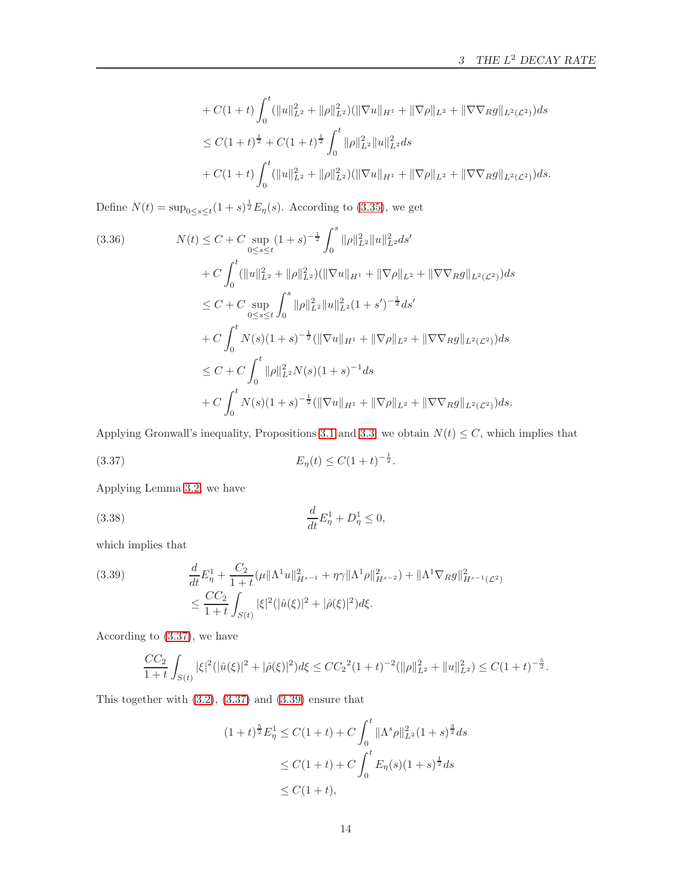$$
\begin{aligned}
&+C(1+t)\int_0^t (\|u\|_{L^2}^2+\|\rho\|_{L^2}^2)(\|\nabla u\|_{H^1}+\|\nabla\rho\|_{L^2}+\|\nabla\nabla_R g\|_{L^2(\mathcal{L}^2)})ds\\
&\le C(1+t)^{\frac12}+C(1+t)^{\frac12}\int_0^t \|\rho\|_{L^2}^2\|u\|_{L^2}^2 ds\\
&+C(1+t)\int_0^t (\|u\|_{L^2}^2+\|\rho\|_{L^2}^2)(\|\nabla u\|_{H^1}+\|\nabla\rho\|_{L^2}+\|\nabla\nabla_R g\|_{L^2(\mathcal{L}^2)})ds.
\end{aligned}
$$

Define $N(t)=\sup_{0\le s\le t}(1+s)^{\frac12}E_\eta(s)$. According to (3.35), we get

$$
\begin{aligned}
N(t)&\le C+C\sup_{0\le s\le t}(1+s)^{-\frac12}\int_0^s \|\rho\|_{L^2}^2\|u\|_{L^2}^2 ds'\\
&+C\int_0^t (\|u\|_{L^2}^2+\|\rho\|_{L^2}^2)(\|\nabla u\|_{H^1}+\|\nabla\rho\|_{L^2}+\|\nabla\nabla_R g\|_{L^2(\mathcal{L}^2)})ds\\
&\le C+C\sup_{0\le s\le t}\int_0^s \|\rho\|_{L^2}^2\|u\|_{L^2}^2(1+s')^{-\frac12} ds'\\
&+C\int_0^t N(s)(1+s)^{-\frac12}(\|\nabla u\|_{H^1}+\|\nabla\rho\|_{L^2}+\|\nabla\nabla_R g\|_{L^2(\mathcal{L}^2)})ds\\
&\le C+C\int_0^t \|\rho\|_{L^2}^2 N(s)(1+s)^{-1}ds\\
&+C\int_0^t N(s)(1+s)^{-\frac12}(\|\nabla u\|_{H^1}+\|\nabla\rho\|_{L^2}+\|\nabla\nabla_R g\|_{L^2(\mathcal{L}^2)})ds.
\end{aligned}
\tag{3.36}
$$

Applying Gronwall's inequality, Propositions 3.1 and 3.3, we obtain $N(t)\le C$, which implies that

$$
E_\eta(t)\le C(1+t)^{-\frac12}. \tag{3.37}
$$

Applying Lemma 3.2, we have

$$
\frac{d}{dt}E_\eta^1+D_\eta^1\le 0, \tag{3.38}
$$

which implies that

$$
\begin{aligned}
&\frac{d}{dt}E_\eta^1+\frac{C_2}{1+t}(\mu\|\Lambda^1 u\|_{H^{s-1}}^2+\eta\gamma\|\Lambda^1\rho\|_{H^{s-2}}^2)+\|\Lambda^1\nabla_R g\|_{H^{s-1}(\mathcal{L}^2)}^2\\
&\le \frac{CC_2}{1+t}\int_{S(t)}|\xi|^2(|\hat u(\xi)|^2+|\hat\rho(\xi)|^2)d\xi.
\end{aligned}
\tag{3.39}
$$

According to (3.37), we have

$$
\frac{CC_2}{1+t}\int_{S(t)}|\xi|^2(|\hat u(\xi)|^2+|\hat\rho(\xi)|^2)d\xi\le C{C_2}^2(1+t)^{-2}(\|\rho\|_{L^2}^2+\|u\|_{L^2}^2)\le C(1+t)^{-\frac52}.
$$

This together with (3.2), (3.37) and (3.39) ensure that

$$
\begin{aligned}
(1+t)^{\frac52}E_\eta^1&\le C(1+t)+C\int_0^t \|\Lambda^s\rho\|_{L^2}^2(1+s)^{\frac32}ds\\
&\le C(1+t)+C\int_0^t E_\eta(s)(1+s)^{\frac12}ds\\
&\le C(1+t),
\end{aligned}
$$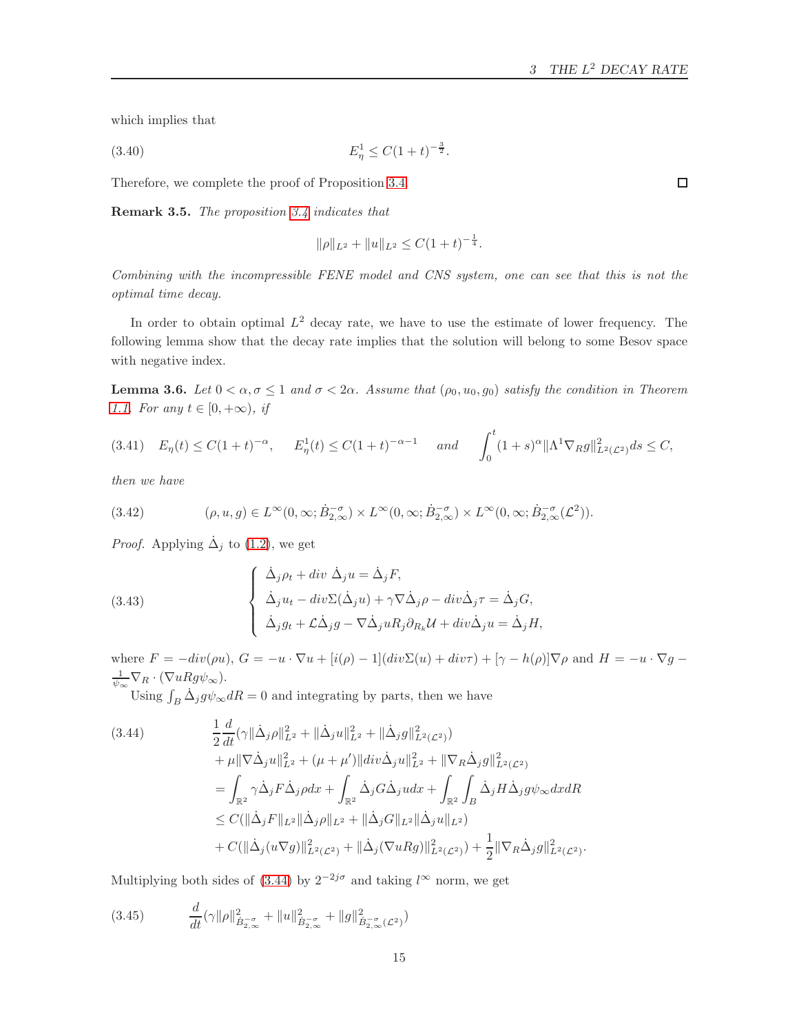which implies that

$$E^1_\eta \leq C(1+t)^{-\frac{3}{2}}. \tag{3.40}$$

Therefore, we complete the proof of Proposition 3.4. $\square$

**Remark 3.5.** *The proposition 3.4 indicates that*

$$\|\rho\|_{L^2} + \|u\|_{L^2} \leq C(1+t)^{-\frac{1}{4}}.$$

*Combining with the incompressible FENE model and CNS system, one can see that this is not the optimal time decay.*

In order to obtain optimal $L^2$ decay rate, we have to use the estimate of lower frequency. The following lemma show that the decay rate implies that the solution will belong to some Besov space with negative index.

**Lemma 3.6.** *Let $0 < \alpha, \sigma \leq 1$ and $\sigma < 2\alpha$. Assume that $(\rho_0, u_0, g_0)$ satisfy the condition in Theorem 1.1. For any $t \in [0, +\infty)$, if*

$$E_\eta(t) \leq C(1+t)^{-\alpha}, \quad E^1_\eta(t) \leq C(1+t)^{-\alpha-1} \quad \text{and} \quad \int_0^t (1+s)^\alpha \|\Lambda^1 \nabla_R g\|^2_{L^2(\mathcal{L}^2)} ds \leq C, \tag{3.41}$$

*then we have*

$$(\rho, u, g) \in L^\infty(0,\infty; \dot{B}^{-\sigma}_{2,\infty}) \times L^\infty(0,\infty; \dot{B}^{-\sigma}_{2,\infty}) \times L^\infty(0,\infty; \dot{B}^{-\sigma}_{2,\infty}(\mathcal{L}^2)). \tag{3.42}$$

*Proof.* Applying $\dot{\Delta}_j$ to (1.2), we get

$$\begin{cases} \dot{\Delta}_j \rho_t + div\ \dot{\Delta}_j u = \dot{\Delta}_j F, \\ \dot{\Delta}_j u_t - div \Sigma(\dot{\Delta}_j u) + \gamma \nabla \dot{\Delta}_j \rho - div \dot{\Delta}_j \tau = \dot{\Delta}_j G, \\ \dot{\Delta}_j g_t + \mathcal{L} \dot{\Delta}_j g - \nabla \dot{\Delta}_j u R_j \partial_{R_k} \mathcal{U} + div \dot{\Delta}_j u = \dot{\Delta}_j H, \end{cases} \tag{3.43}$$

where $F = -div(\rho u)$, $G = -u \cdot \nabla u + [i(\rho) - 1](div \Sigma(u) + div \tau) + [\gamma - h(\rho)]\nabla \rho$ and $H = -u \cdot \nabla g - \frac{1}{\psi_\infty} \nabla_R \cdot (\nabla u R g \psi_\infty)$.

Using $\int_B \dot{\Delta}_j g \psi_\infty dR = 0$ and integrating by parts, then we have

$$\begin{aligned} &\frac{1}{2}\frac{d}{dt}(\gamma \|\dot{\Delta}_j \rho\|^2_{L^2} + \|\dot{\Delta}_j u\|^2_{L^2} + \|\dot{\Delta}_j g\|^2_{L^2(\mathcal{L}^2)}) \\ &+ \mu \|\nabla \dot{\Delta}_j u\|^2_{L^2} + (\mu + \mu')\|div \dot{\Delta}_j u\|^2_{L^2} + \|\nabla_R \dot{\Delta}_j g\|^2_{L^2(\mathcal{L}^2)} \\ &= \int_{\mathbb{R}^2} \gamma \dot{\Delta}_j F \dot{\Delta}_j \rho dx + \int_{\mathbb{R}^2} \dot{\Delta}_j G \dot{\Delta}_j u dx + \int_{\mathbb{R}^2} \int_B \dot{\Delta}_j H \dot{\Delta}_j g \psi_\infty dx dR \\ &\leq C(\|\dot{\Delta}_j F\|_{L^2} \|\dot{\Delta}_j \rho\|_{L^2} + \|\dot{\Delta}_j G\|_{L^2} \|\dot{\Delta}_j u\|_{L^2}) \\ &+ C(\|\dot{\Delta}_j (u \nabla g)\|^2_{L^2(\mathcal{L}^2)} + \|\dot{\Delta}_j (\nabla u R g)\|^2_{L^2(\mathcal{L}^2)}) + \frac{1}{2}\|\nabla_R \dot{\Delta}_j g\|^2_{L^2(\mathcal{L}^2)}. \end{aligned} \tag{3.44}$$

Multiplying both sides of (3.44) by $2^{-2j\sigma}$ and taking $l^\infty$ norm, we get

$$\frac{d}{dt}(\gamma \|\rho\|^2_{\dot{B}^{-\sigma}_{2,\infty}} + \|u\|^2_{\dot{B}^{-\sigma}_{2,\infty}} + \|g\|^2_{\dot{B}^{-\sigma}_{2,\infty}(\mathcal{L}^2)}) \tag{3.45}$$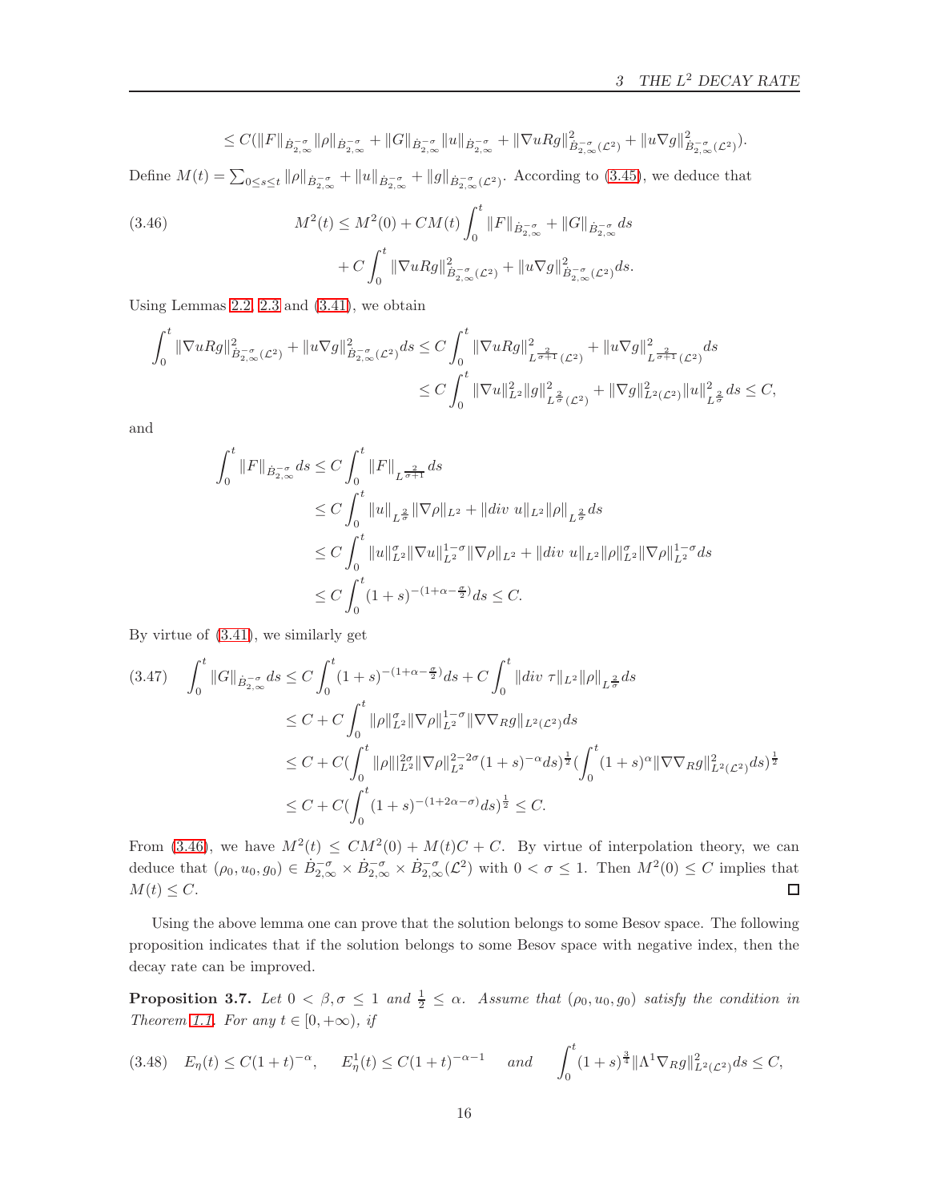$$\leq C(\|F\|_{\dot{B}^{-\sigma}_{2,\infty}}\|\rho\|_{\dot{B}^{-\sigma}_{2,\infty}} + \|G\|_{\dot{B}^{-\sigma}_{2,\infty}}\|u\|_{\dot{B}^{-\sigma}_{2,\infty}} + \|\nabla uRg\|^2_{\dot{B}^{-\sigma}_{2,\infty}(\mathcal{L}^2)} + \|u\nabla g\|^2_{\dot{B}^{-\sigma}_{2,\infty}(\mathcal{L}^2)}).$$

Define $M(t) = \sum_{0\leq s\leq t}\|\rho\|_{\dot{B}^{-\sigma}_{2,\infty}} + \|u\|_{\dot{B}^{-\sigma}_{2,\infty}} + \|g\|_{\dot{B}^{-\sigma}_{2,\infty}(\mathcal{L}^2)}$. According to (3.45), we deduce that

$$\begin{aligned}
(3.46)\qquad M^2(t) &\leq M^2(0) + CM(t)\int_0^t \|F\|_{\dot{B}^{-\sigma}_{2,\infty}} + \|G\|_{\dot{B}^{-\sigma}_{2,\infty}}ds \\
&\quad + C\int_0^t \|\nabla uRg\|^2_{\dot{B}^{-\sigma}_{2,\infty}(\mathcal{L}^2)} + \|u\nabla g\|^2_{\dot{B}^{-\sigma}_{2,\infty}(\mathcal{L}^2)}ds.
\end{aligned}$$

Using Lemmas 2.2, 2.3 and (3.41), we obtain

$$\begin{aligned}
\int_0^t \|\nabla uRg\|^2_{\dot{B}^{-\sigma}_{2,\infty}(\mathcal{L}^2)} + \|u\nabla g\|^2_{\dot{B}^{-\sigma}_{2,\infty}(\mathcal{L}^2)}ds &\leq C\int_0^t \|\nabla uRg\|^2_{L^{\frac{2}{\sigma+1}}(\mathcal{L}^2)} + \|u\nabla g\|^2_{L^{\frac{2}{\sigma+1}}(\mathcal{L}^2)}ds \\
&\leq C\int_0^t \|\nabla u\|^2_{L^2}\|g\|^2_{L^{\frac{2}{\sigma}}(\mathcal{L}^2)} + \|\nabla g\|^2_{L^2(\mathcal{L}^2)}\|u\|^2_{L^{\frac{2}{\sigma}}}ds \leq C,
\end{aligned}$$

and

$$\begin{aligned}
\int_0^t \|F\|_{\dot{B}^{-\sigma}_{2,\infty}}ds &\leq C\int_0^t \|F\|_{L^{\frac{2}{\sigma+1}}}ds \\
&\leq C\int_0^t \|u\|_{L^{\frac{2}{\sigma}}}\|\nabla\rho\|_{L^2} + \|div\ u\|_{L^2}\|\rho\|_{L^{\frac{2}{\sigma}}}ds \\
&\leq C\int_0^t \|u\|^{\sigma}_{L^2}\|\nabla u\|^{1-\sigma}_{L^2}\|\nabla\rho\|_{L^2} + \|div\ u\|_{L^2}\|\rho\|^{\sigma}_{L^2}\|\nabla\rho\|^{1-\sigma}_{L^2}ds \\
&\leq C\int_0^t (1+s)^{-(1+\alpha-\frac{\sigma}{2})}ds \leq C.
\end{aligned}$$

By virtue of (3.41), we similarly get

$$\begin{aligned}
(3.47)\quad \int_0^t \|G\|_{\dot{B}^{-\sigma}_{2,\infty}}ds &\leq C\int_0^t (1+s)^{-(1+\alpha-\frac{\sigma}{2})}ds + C\int_0^t \|div\ \tau\|_{L^2}\|\rho\|_{L^{\frac{2}{\sigma}}}ds \\
&\leq C + C\int_0^t \|\rho\|^{\sigma}_{L^2}\|\nabla\rho\|^{1-\sigma}_{L^2}\|\nabla\nabla_R g\|_{L^2(\mathcal{L}^2)}ds \\
&\leq C + C(\int_0^t \|\rho\|^{2\sigma}_{L^2}\|\nabla\rho\|^{2-2\sigma}_{L^2}(1+s)^{-\alpha}ds)^{\frac{1}{2}}(\int_0^t (1+s)^{\alpha}\|\nabla\nabla_R g\|^2_{L^2(\mathcal{L}^2)}ds)^{\frac{1}{2}} \\
&\leq C + C(\int_0^t (1+s)^{-(1+2\alpha-\sigma)}ds)^{\frac{1}{2}} \leq C.
\end{aligned}$$

From (3.46), we have $M^2(t) \leq CM^2(0) + M(t)C + C$. By virtue of interpolation theory, we can deduce that $(\rho_0, u_0, g_0) \in \dot{B}^{-\sigma}_{2,\infty} \times \dot{B}^{-\sigma}_{2,\infty} \times \dot{B}^{-\sigma}_{2,\infty}(\mathcal{L}^2)$ with $0 < \sigma \leq 1$. Then $M^2(0) \leq C$ implies that $M(t) \leq C$. □

Using the above lemma one can prove that the solution belongs to some Besov space. The following proposition indicates that if the solution belongs to some Besov space with negative index, then the decay rate can be improved.

**Proposition 3.7.** *Let $0 < \beta, \sigma \leq 1$ and $\frac{1}{2} \leq \alpha$. Assume that $(\rho_0, u_0, g_0)$ satisfy the condition in Theorem 1.1. For any $t \in [0, +\infty)$, if*

$$(3.48)\quad E_\eta(t) \leq C(1+t)^{-\alpha}, \qquad E^1_\eta(t) \leq C(1+t)^{-\alpha-1} \quad and \quad \int_0^t (1+s)^{\frac{3}{4}}\|\Lambda^1\nabla_R g\|^2_{L^2(\mathcal{L}^2)}ds \leq C,$$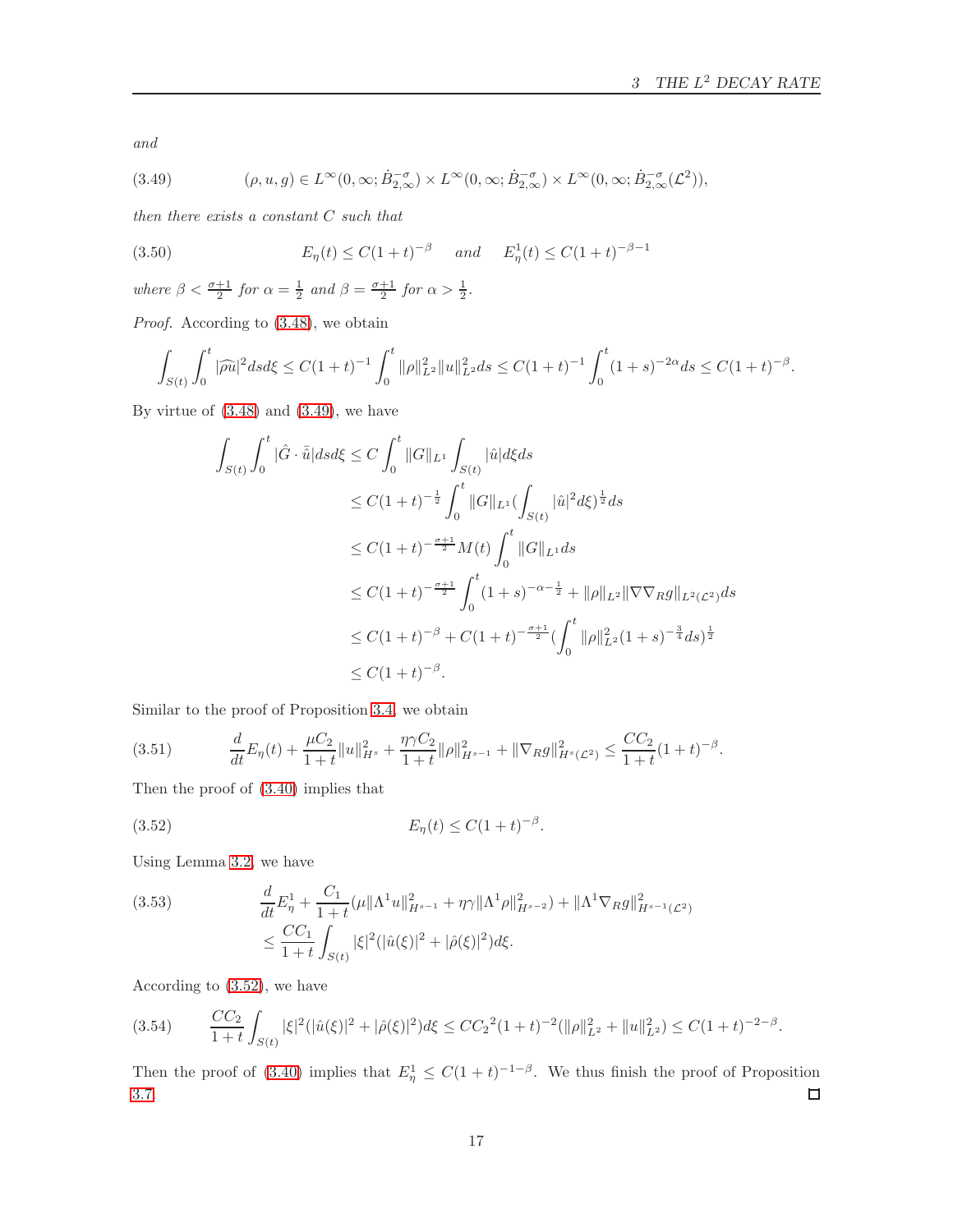*and*

$$(\rho, u, g) \in L^\infty(0,\infty;\dot{B}^{-\sigma}_{2,\infty}) \times L^\infty(0,\infty;\dot{B}^{-\sigma}_{2,\infty}) \times L^\infty(0,\infty;\dot{B}^{-\sigma}_{2,\infty}(\mathcal{L}^2)), \tag{3.49}$$

*then there exists a constant $C$ such that*

$$E_\eta(t) \le C(1+t)^{-\beta} \quad \text{and} \quad E^1_\eta(t) \le C(1+t)^{-\beta-1} \tag{3.50}$$

*where $\beta < \frac{\sigma+1}{2}$ for $\alpha = \frac{1}{2}$ and $\beta = \frac{\sigma+1}{2}$ for $\alpha > \frac{1}{2}$.*

*Proof.* According to (3.48), we obtain

$$\int_{S(t)}\int_0^t |\widehat{\rho u}|^2 ds d\xi \le C(1+t)^{-1}\int_0^t \|\rho\|^2_{L^2}\|u\|^2_{L^2} ds \le C(1+t)^{-1}\int_0^t (1+s)^{-2\alpha} ds \le C(1+t)^{-\beta}.$$

By virtue of (3.48) and (3.49), we have

$$\begin{aligned}
\int_{S(t)}\int_0^t |\hat{G}\cdot\bar{\hat{u}}| ds d\xi &\le C\int_0^t \|G\|_{L^1}\int_{S(t)} |\hat{u}| d\xi ds \\
&\le C(1+t)^{-\frac{1}{2}}\int_0^t \|G\|_{L^1}\Big(\int_{S(t)} |\hat{u}|^2 d\xi\Big)^{\frac{1}{2}} ds \\
&\le C(1+t)^{-\frac{\sigma+1}{2}} M(t)\int_0^t \|G\|_{L^1} ds \\
&\le C(1+t)^{-\frac{\sigma+1}{2}}\int_0^t (1+s)^{-\alpha-\frac{1}{2}} + \|\rho\|_{L^2}\|\nabla\nabla_R g\|_{L^2(\mathcal{L}^2)} ds \\
&\le C(1+t)^{-\beta} + C(1+t)^{-\frac{\sigma+1}{2}}\Big(\int_0^t \|\rho\|^2_{L^2}(1+s)^{-\frac{3}{4}} ds\Big)^{\frac{1}{2}} \\
&\le C(1+t)^{-\beta}.
\end{aligned}$$

Similar to the proof of Proposition 3.4, we obtain

$$\frac{d}{dt}E_\eta(t) + \frac{\mu C_2}{1+t}\|u\|^2_{H^s} + \frac{\eta\gamma C_2}{1+t}\|\rho\|^2_{H^{s-1}} + \|\nabla_R g\|^2_{H^s(\mathcal{L}^2)} \le \frac{CC_2}{1+t}(1+t)^{-\beta}. \tag{3.51}$$

Then the proof of (3.40) implies that

$$E_\eta(t) \le C(1+t)^{-\beta}. \tag{3.52}$$

Using Lemma 3.2, we have

$$\begin{aligned}
&\frac{d}{dt}E^1_\eta + \frac{C_1}{1+t}(\mu\|\Lambda^1 u\|^2_{H^{s-1}} + \eta\gamma\|\Lambda^1\rho\|^2_{H^{s-2}}) + \|\Lambda^1\nabla_R g\|^2_{H^{s-1}(\mathcal{L}^2)} \\
&\le \frac{CC_1}{1+t}\int_{S(t)} |\xi|^2(|\hat{u}(\xi)|^2 + |\hat{\rho}(\xi)|^2) d\xi.
\end{aligned} \tag{3.53}$$

According to (3.52), we have

$$\frac{CC_2}{1+t}\int_{S(t)} |\xi|^2(|\hat{u}(\xi)|^2 + |\hat{\rho}(\xi)|^2) d\xi \le C{C_2}^2(1+t)^{-2}(\|\rho\|^2_{L^2} + \|u\|^2_{L^2}) \le C(1+t)^{-2-\beta}. \tag{3.54}$$

Then the proof of (3.40) implies that $E^1_\eta \le C(1+t)^{-1-\beta}$. We thus finish the proof of Proposition 3.7. □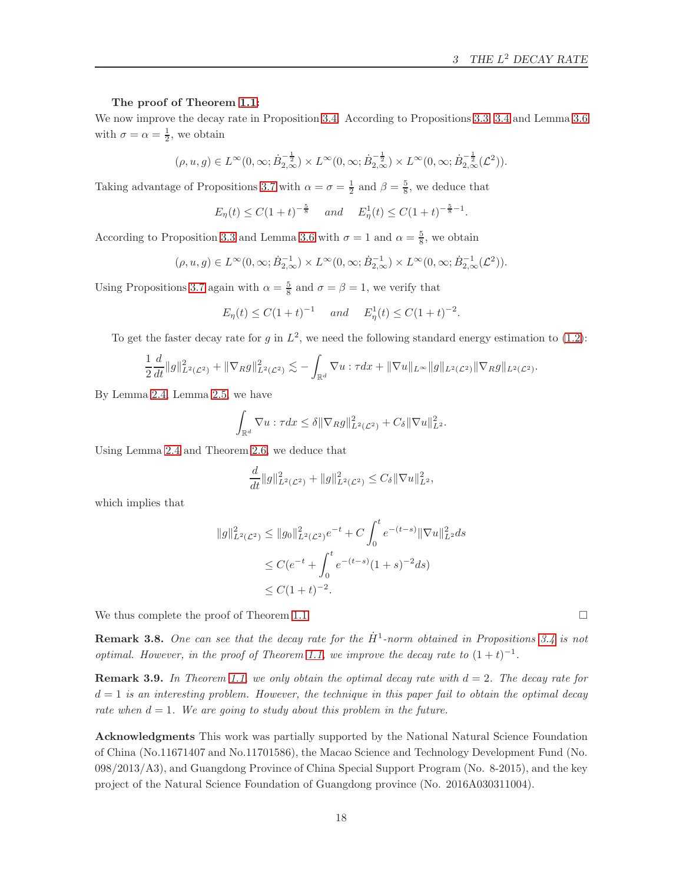**The proof of Theorem 1.1:**
We now improve the decay rate in Proposition 3.4. According to Propositions 3.3, 3.4 and Lemma 3.6 with $\sigma = \alpha = \frac{1}{2}$, we obtain

$$(\rho, u, g) \in L^\infty(0, \infty; \dot{B}^{-\frac{1}{2}}_{2,\infty}) \times L^\infty(0, \infty; \dot{B}^{-\frac{1}{2}}_{2,\infty}) \times L^\infty(0, \infty; \dot{B}^{-\frac{1}{2}}_{2,\infty}(\mathcal{L}^2)).$$

Taking advantage of Propositions 3.7 with $\alpha = \sigma = \frac{1}{2}$ and $\beta = \frac{5}{8}$, we deduce that

$$E_\eta(t) \leq C(1+t)^{-\frac{5}{8}} \quad and \quad E^1_\eta(t) \leq C(1+t)^{-\frac{5}{8}-1}.$$

According to Proposition 3.3 and Lemma 3.6 with $\sigma = 1$ and $\alpha = \frac{5}{8}$, we obtain

$$(\rho, u, g) \in L^\infty(0, \infty; \dot{B}^{-1}_{2,\infty}) \times L^\infty(0, \infty; \dot{B}^{-1}_{2,\infty}) \times L^\infty(0, \infty; \dot{B}^{-1}_{2,\infty}(\mathcal{L}^2)).$$

Using Propositions 3.7 again with $\alpha = \frac{5}{8}$ and $\sigma = \beta = 1$, we verify that

$$E_\eta(t) \leq C(1+t)^{-1} \quad and \quad E^1_\eta(t) \leq C(1+t)^{-2}.$$

To get the faster decay rate for $g$ in $L^2$, we need the following standard energy estimation to (1.2):

$$\frac{1}{2}\frac{d}{dt}\|g\|^2_{L^2(\mathcal{L}^2)} + \|\nabla_R g\|^2_{L^2(\mathcal{L}^2)} \lesssim -\int_{\mathbb{R}^d} \nabla u : \tau dx + \|\nabla u\|_{L^\infty}\|g\|_{L^2(\mathcal{L}^2)}\|\nabla_R g\|_{L^2(\mathcal{L}^2)}.$$

By Lemma 2.4, Lemma 2.5, we have

$$\int_{\mathbb{R}^d} \nabla u : \tau dx \leq \delta\|\nabla_R g\|^2_{L^2(\mathcal{L}^2)} + C_\delta\|\nabla u\|^2_{L^2}.$$

Using Lemma 2.4 and Theorem 2.6, we deduce that

$$\frac{d}{dt}\|g\|^2_{L^2(\mathcal{L}^2)} + \|g\|^2_{L^2(\mathcal{L}^2)} \leq C_\delta\|\nabla u\|^2_{L^2},$$

which implies that

$$\begin{aligned}
\|g\|^2_{L^2(\mathcal{L}^2)} &\leq \|g_0\|^2_{L^2(\mathcal{L}^2)}e^{-t} + C\int_0^t e^{-(t-s)}\|\nabla u\|^2_{L^2}ds \\
&\leq C(e^{-t} + \int_0^t e^{-(t-s)}(1+s)^{-2}ds) \\
&\leq C(1+t)^{-2}.
\end{aligned}$$

We thus complete the proof of Theorem 1.1. $\square$

**Remark 3.8.** *One can see that the decay rate for the $\dot{H}^1$-norm obtained in Propositions 3.4 is not optimal. However, in the proof of Theorem 1.1, we improve the decay rate to $(1+t)^{-1}$.*

**Remark 3.9.** *In Theorem 1.1, we only obtain the optimal decay rate with $d = 2$. The decay rate for $d = 1$ is an interesting problem. However, the technique in this paper fail to obtain the optimal decay rate when $d = 1$. We are going to study about this problem in the future.*

**Acknowledgments** This work was partially supported by the National Natural Science Foundation of China (No.11671407 and No.11701586), the Macao Science and Technology Development Fund (No. 098/2013/A3), and Guangdong Province of China Special Support Program (No. 8-2015), and the key project of the Natural Science Foundation of Guangdong province (No. 2016A030311004).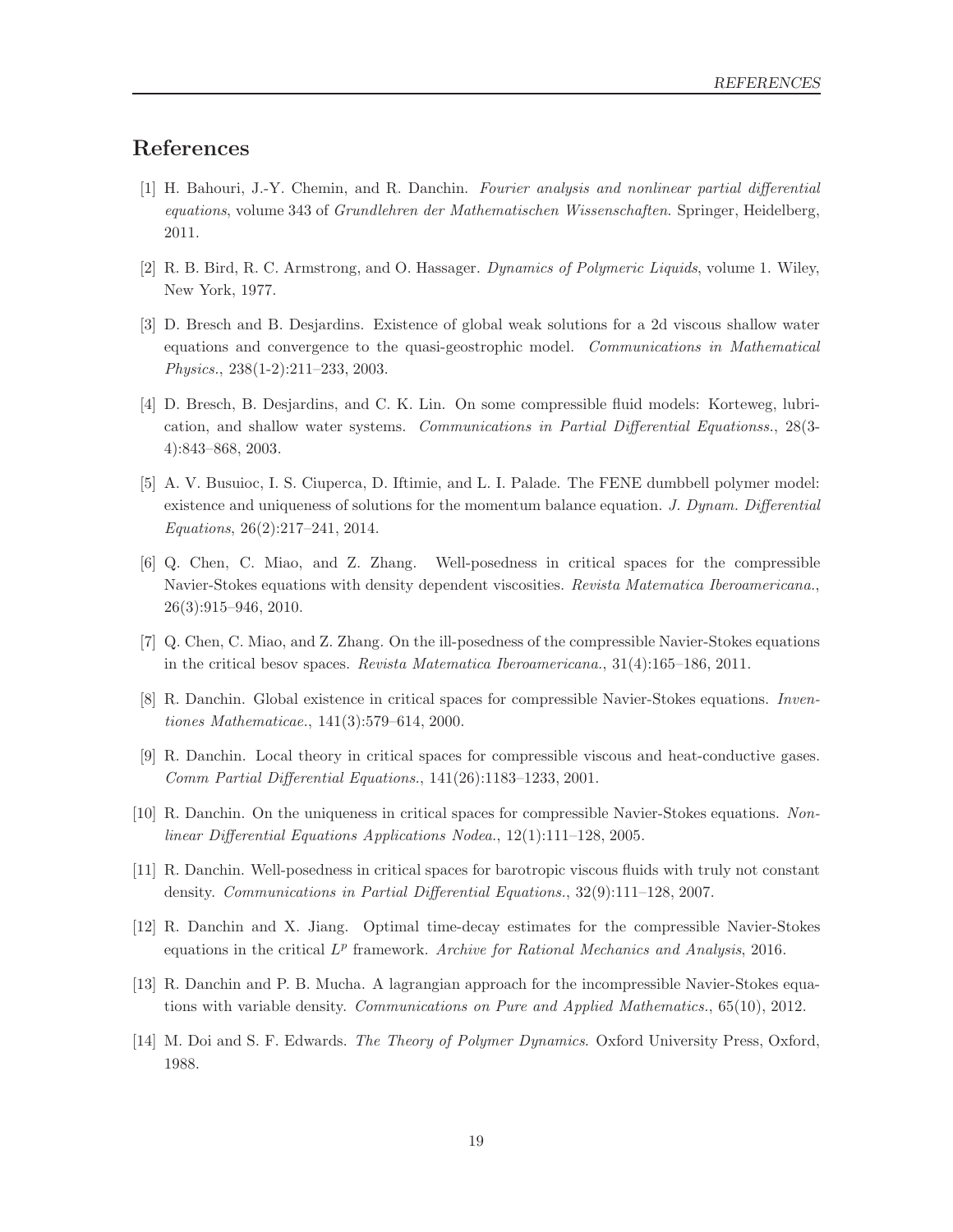# References

[1] H. Bahouri, J.-Y. Chemin, and R. Danchin. *Fourier analysis and nonlinear partial differential equations*, volume 343 of *Grundlehren der Mathematischen Wissenschaften*. Springer, Heidelberg, 2011.

[2] R. B. Bird, R. C. Armstrong, and O. Hassager. *Dynamics of Polymeric Liquids*, volume 1. Wiley, New York, 1977.

[3] D. Bresch and B. Desjardins. Existence of global weak solutions for a 2d viscous shallow water equations and convergence to the quasi-geostrophic model. *Communications in Mathematical Physics.*, 238(1-2):211–233, 2003.

[4] D. Bresch, B. Desjardins, and C. K. Lin. On some compressible fluid models: Korteweg, lubrication, and shallow water systems. *Communications in Partial Differential Equationss.*, 28(3-4):843–868, 2003.

[5] A. V. Busuioc, I. S. Ciuperca, D. Iftimie, and L. I. Palade. The FENE dumbbell polymer model: existence and uniqueness of solutions for the momentum balance equation. *J. Dynam. Differential Equations*, 26(2):217–241, 2014.

[6] Q. Chen, C. Miao, and Z. Zhang. Well-posedness in critical spaces for the compressible Navier-Stokes equations with density dependent viscosities. *Revista Matematica Iberoamericana.*, 26(3):915–946, 2010.

[7] Q. Chen, C. Miao, and Z. Zhang. On the ill-posedness of the compressible Navier-Stokes equations in the critical besov spaces. *Revista Matematica Iberoamericana.*, 31(4):165–186, 2011.

[8] R. Danchin. Global existence in critical spaces for compressible Navier-Stokes equations. *Inventiones Mathematicae.*, 141(3):579–614, 2000.

[9] R. Danchin. Local theory in critical spaces for compressible viscous and heat-conductive gases. *Comm Partial Differential Equations.*, 141(26):1183–1233, 2001.

[10] R. Danchin. On the uniqueness in critical spaces for compressible Navier-Stokes equations. *Nonlinear Differential Equations Applications Nodea.*, 12(1):111–128, 2005.

[11] R. Danchin. Well-posedness in critical spaces for barotropic viscous fluids with truly not constant density. *Communications in Partial Differential Equations.*, 32(9):111–128, 2007.

[12] R. Danchin and X. Jiang. Optimal time-decay estimates for the compressible Navier-Stokes equations in the critical $L^p$ framework. *Archive for Rational Mechanics and Analysis*, 2016.

[13] R. Danchin and P. B. Mucha. A lagrangian approach for the incompressible Navier-Stokes equations with variable density. *Communications on Pure and Applied Mathematics.*, 65(10), 2012.

[14] M. Doi and S. F. Edwards. *The Theory of Polymer Dynamics*. Oxford University Press, Oxford, 1988.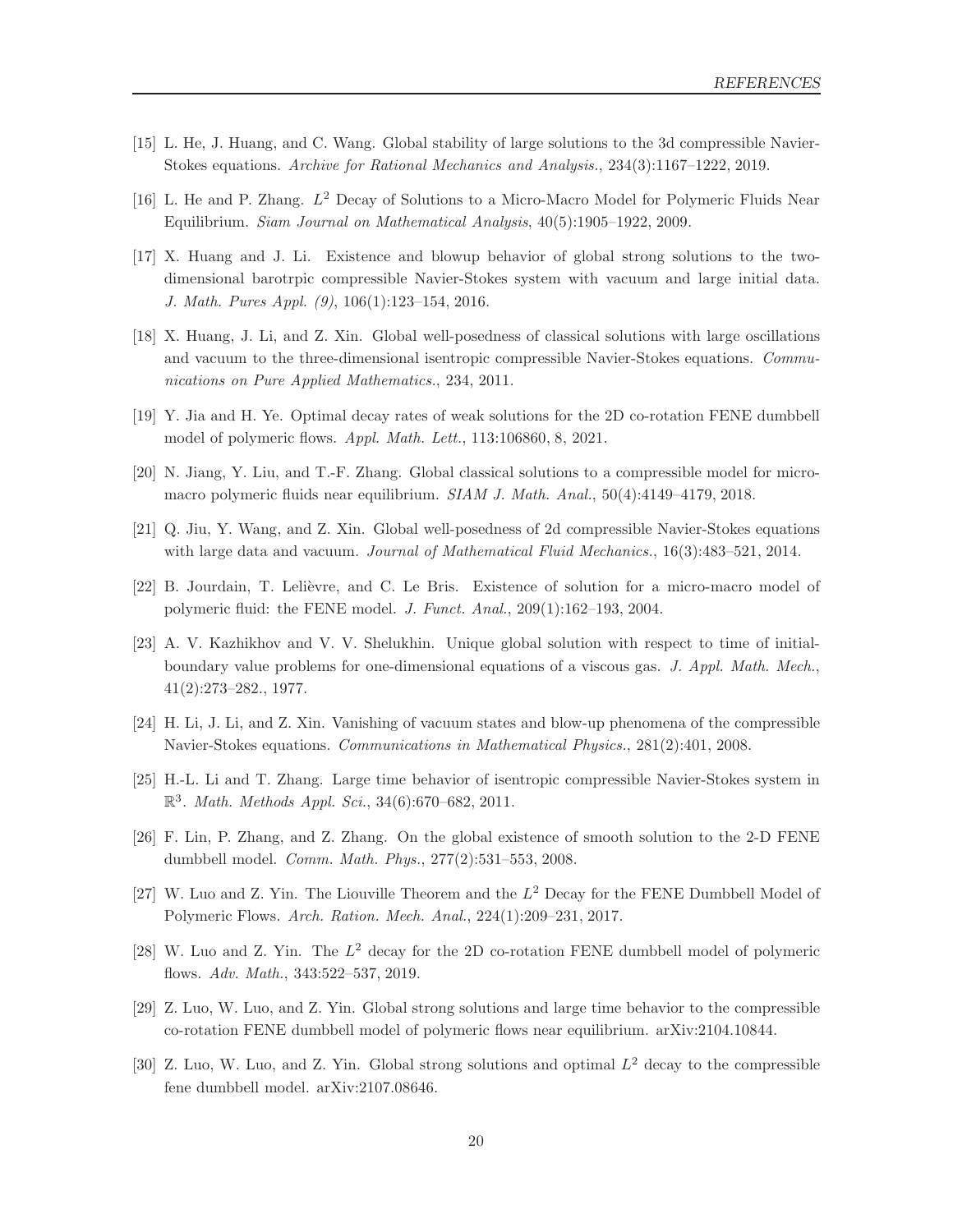[15] L. He, J. Huang, and C. Wang. Global stability of large solutions to the 3d compressible Navier-Stokes equations. *Archive for Rational Mechanics and Analysis.*, 234(3):1167–1222, 2019.

[16] L. He and P. Zhang. $L^2$ Decay of Solutions to a Micro-Macro Model for Polymeric Fluids Near Equilibrium. *Siam Journal on Mathematical Analysis*, 40(5):1905–1922, 2009.

[17] X. Huang and J. Li. Existence and blowup behavior of global strong solutions to the two-dimensional barotrpic compressible Navier-Stokes system with vacuum and large initial data. *J. Math. Pures Appl. (9)*, 106(1):123–154, 2016.

[18] X. Huang, J. Li, and Z. Xin. Global well-posedness of classical solutions with large oscillations and vacuum to the three-dimensional isentropic compressible Navier-Stokes equations. *Communications on Pure Applied Mathematics.*, 234, 2011.

[19] Y. Jia and H. Ye. Optimal decay rates of weak solutions for the 2D co-rotation FENE dumbbell model of polymeric flows. *Appl. Math. Lett.*, 113:106860, 8, 2021.

[20] N. Jiang, Y. Liu, and T.-F. Zhang. Global classical solutions to a compressible model for micro-macro polymeric fluids near equilibrium. *SIAM J. Math. Anal.*, 50(4):4149–4179, 2018.

[21] Q. Jiu, Y. Wang, and Z. Xin. Global well-posedness of 2d compressible Navier-Stokes equations with large data and vacuum. *Journal of Mathematical Fluid Mechanics.*, 16(3):483–521, 2014.

[22] B. Jourdain, T. Lelièvre, and C. Le Bris. Existence of solution for a micro-macro model of polymeric fluid: the FENE model. *J. Funct. Anal.*, 209(1):162–193, 2004.

[23] A. V. Kazhikhov and V. V. Shelukhin. Unique global solution with respect to time of initial-boundary value problems for one-dimensional equations of a viscous gas. *J. Appl. Math. Mech.*, 41(2):273–282., 1977.

[24] H. Li, J. Li, and Z. Xin. Vanishing of vacuum states and blow-up phenomena of the compressible Navier-Stokes equations. *Communications in Mathematical Physics.*, 281(2):401, 2008.

[25] H.-L. Li and T. Zhang. Large time behavior of isentropic compressible Navier-Stokes system in $\mathbb{R}^3$. *Math. Methods Appl. Sci.*, 34(6):670–682, 2011.

[26] F. Lin, P. Zhang, and Z. Zhang. On the global existence of smooth solution to the 2-D FENE dumbbell model. *Comm. Math. Phys.*, 277(2):531–553, 2008.

[27] W. Luo and Z. Yin. The Liouville Theorem and the $L^2$ Decay for the FENE Dumbbell Model of Polymeric Flows. *Arch. Ration. Mech. Anal.*, 224(1):209–231, 2017.

[28] W. Luo and Z. Yin. The $L^2$ decay for the 2D co-rotation FENE dumbbell model of polymeric flows. *Adv. Math.*, 343:522–537, 2019.

[29] Z. Luo, W. Luo, and Z. Yin. Global strong solutions and large time behavior to the compressible co-rotation FENE dumbbell model of polymeric flows near equilibrium. arXiv:2104.10844.

[30] Z. Luo, W. Luo, and Z. Yin. Global strong solutions and optimal $L^2$ decay to the compressible fene dumbbell model. arXiv:2107.08646.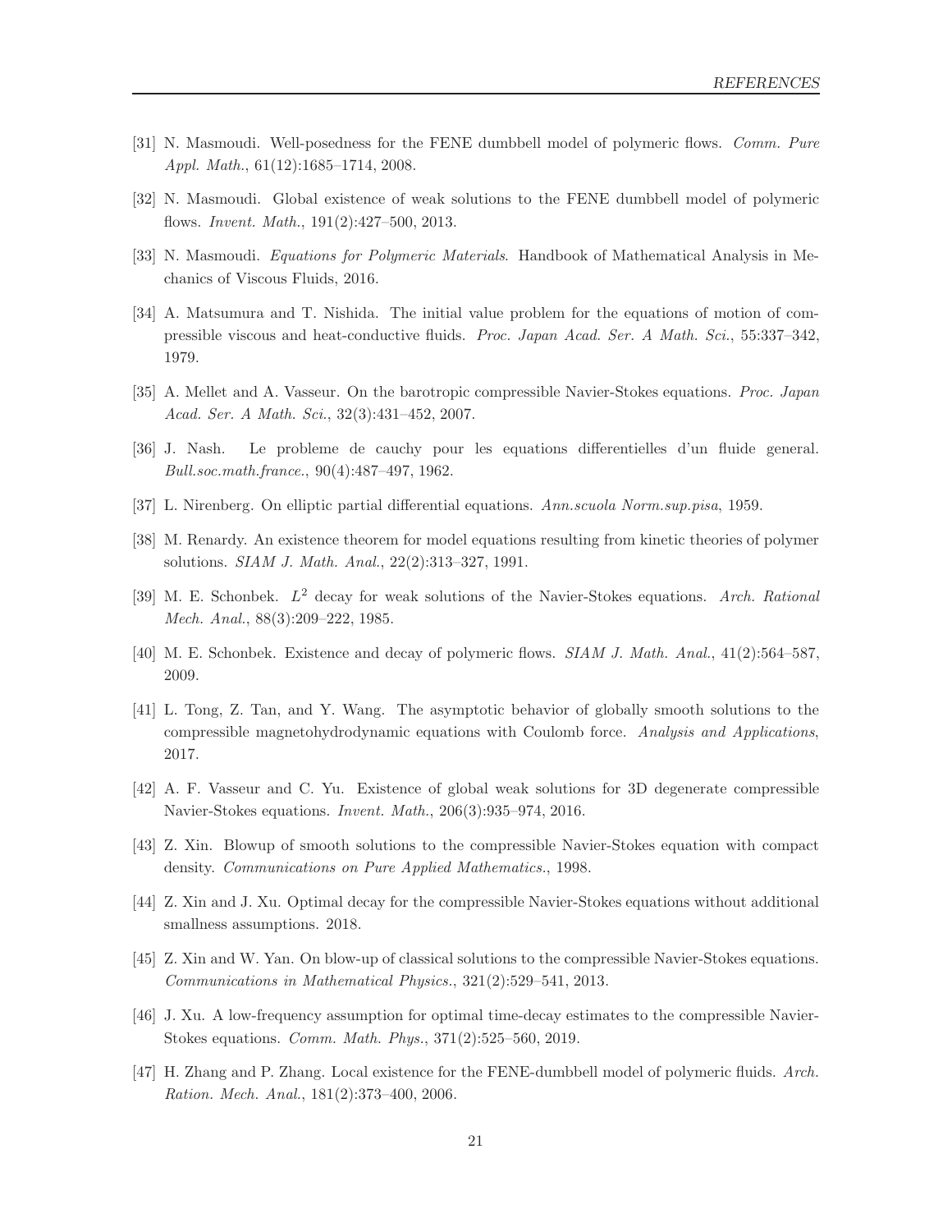[31] N. Masmoudi. Well-posedness for the FENE dumbbell model of polymeric flows. *Comm. Pure Appl. Math.*, 61(12):1685–1714, 2008.

[32] N. Masmoudi. Global existence of weak solutions to the FENE dumbbell model of polymeric flows. *Invent. Math.*, 191(2):427–500, 2013.

[33] N. Masmoudi. *Equations for Polymeric Materials*. Handbook of Mathematical Analysis in Mechanics of Viscous Fluids, 2016.

[34] A. Matsumura and T. Nishida. The initial value problem for the equations of motion of compressible viscous and heat-conductive fluids. *Proc. Japan Acad. Ser. A Math. Sci.*, 55:337–342, 1979.

[35] A. Mellet and A. Vasseur. On the barotropic compressible Navier-Stokes equations. *Proc. Japan Acad. Ser. A Math. Sci.*, 32(3):431–452, 2007.

[36] J. Nash. Le probleme de cauchy pour les equations differentielles d'un fluide general. *Bull.soc.math.france.*, 90(4):487–497, 1962.

[37] L. Nirenberg. On elliptic partial differential equations. *Ann.scuola Norm.sup.pisa*, 1959.

[38] M. Renardy. An existence theorem for model equations resulting from kinetic theories of polymer solutions. *SIAM J. Math. Anal.*, 22(2):313–327, 1991.

[39] M. E. Schonbek. $L^2$ decay for weak solutions of the Navier-Stokes equations. *Arch. Rational Mech. Anal.*, 88(3):209–222, 1985.

[40] M. E. Schonbek. Existence and decay of polymeric flows. *SIAM J. Math. Anal.*, 41(2):564–587, 2009.

[41] L. Tong, Z. Tan, and Y. Wang. The asymptotic behavior of globally smooth solutions to the compressible magnetohydrodynamic equations with Coulomb force. *Analysis and Applications*, 2017.

[42] A. F. Vasseur and C. Yu. Existence of global weak solutions for 3D degenerate compressible Navier-Stokes equations. *Invent. Math.*, 206(3):935–974, 2016.

[43] Z. Xin. Blowup of smooth solutions to the compressible Navier-Stokes equation with compact density. *Communications on Pure Applied Mathematics.*, 1998.

[44] Z. Xin and J. Xu. Optimal decay for the compressible Navier-Stokes equations without additional smallness assumptions. 2018.

[45] Z. Xin and W. Yan. On blow-up of classical solutions to the compressible Navier-Stokes equations. *Communications in Mathematical Physics.*, 321(2):529–541, 2013.

[46] J. Xu. A low-frequency assumption for optimal time-decay estimates to the compressible Navier-Stokes equations. *Comm. Math. Phys.*, 371(2):525–560, 2019.

[47] H. Zhang and P. Zhang. Local existence for the FENE-dumbbell model of polymeric fluids. *Arch. Ration. Mech. Anal.*, 181(2):373–400, 2006.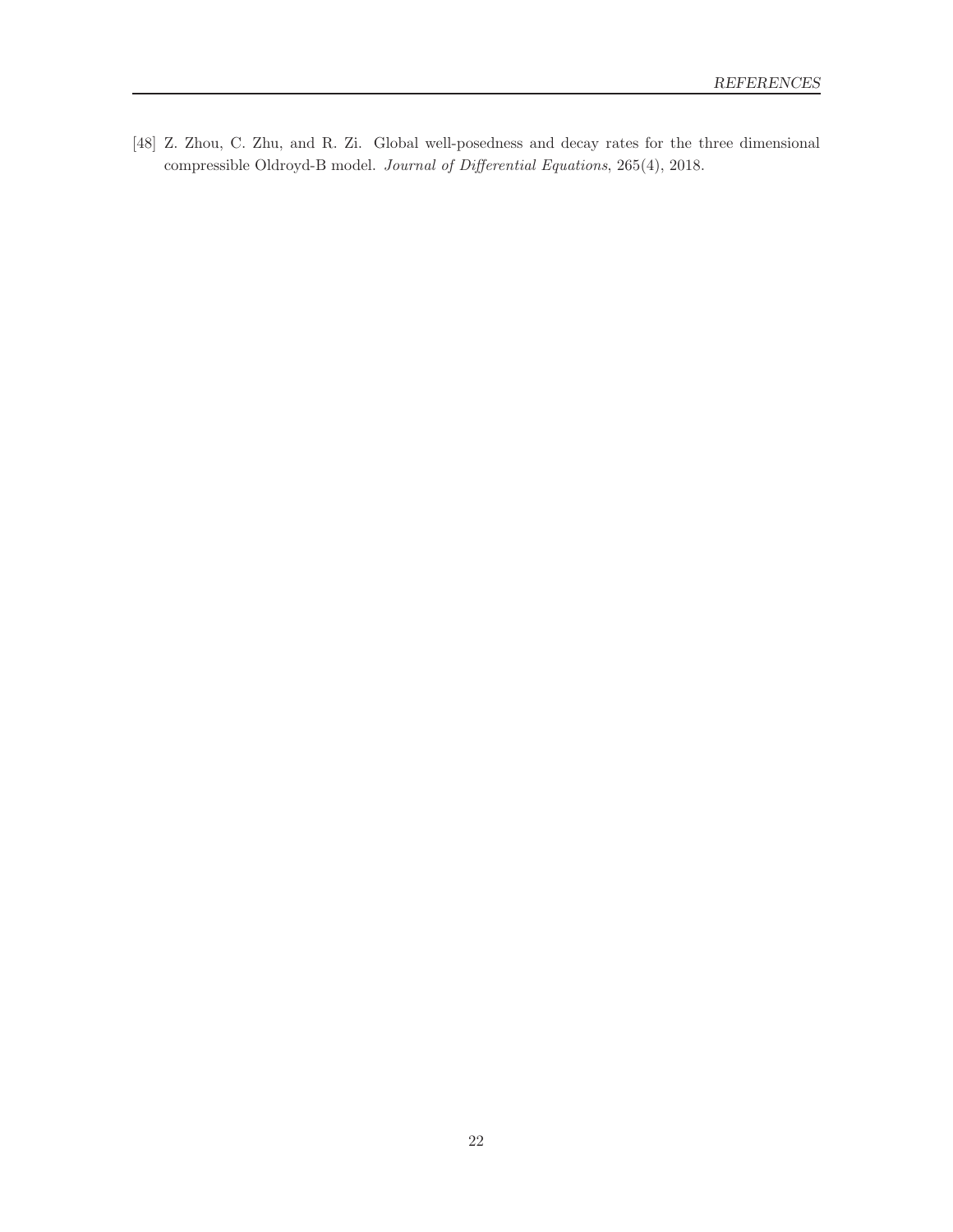[48] Z. Zhou, C. Zhu, and R. Zi. Global well-posedness and decay rates for the three dimensional compressible Oldroyd-B model. *Journal of Differential Equations*, 265(4), 2018.